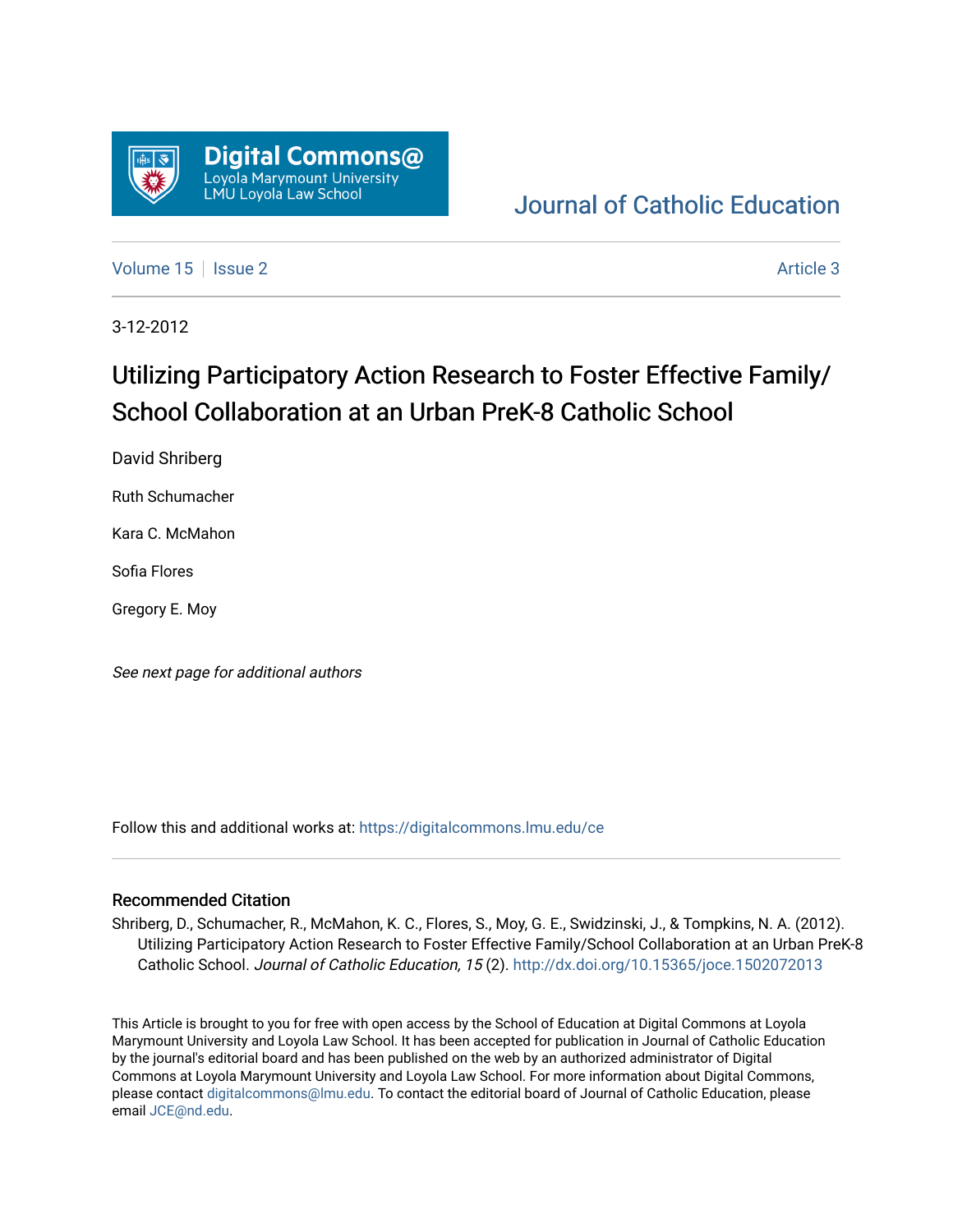Digital Commons@
Loyola Marymount University
LMU Loyola Law School

Journal of Catholic Education

Volume 15 | Issue 2 | Article 3

3-12-2012

# Utilizing Participatory Action Research to Foster Effective Family/School Collaboration at an Urban PreK-8 Catholic School

David Shriberg

Ruth Schumacher

Kara C. McMahon

Sofia Flores

Gregory E. Moy

*See next page for additional authors*

Follow this and additional works at: https://digitalcommons.lmu.edu/ce

## Recommended Citation

Shriberg, D., Schumacher, R., McMahon, K. C., Flores, S., Moy, G. E., Swidzinski, J., & Tompkins, N. A. (2012). Utilizing Participatory Action Research to Foster Effective Family/School Collaboration at an Urban PreK-8 Catholic School. *Journal of Catholic Education, 15* (2). http://dx.doi.org/10.15365/joce.1502072013

This Article is brought to you for free with open access by the School of Education at Digital Commons at Loyola Marymount University and Loyola Law School. It has been accepted for publication in Journal of Catholic Education by the journal's editorial board and has been published on the web by an authorized administrator of Digital Commons at Loyola Marymount University and Loyola Law School. For more information about Digital Commons, please contact digitalcommons@lmu.edu. To contact the editorial board of Journal of Catholic Education, please email JCE@nd.edu.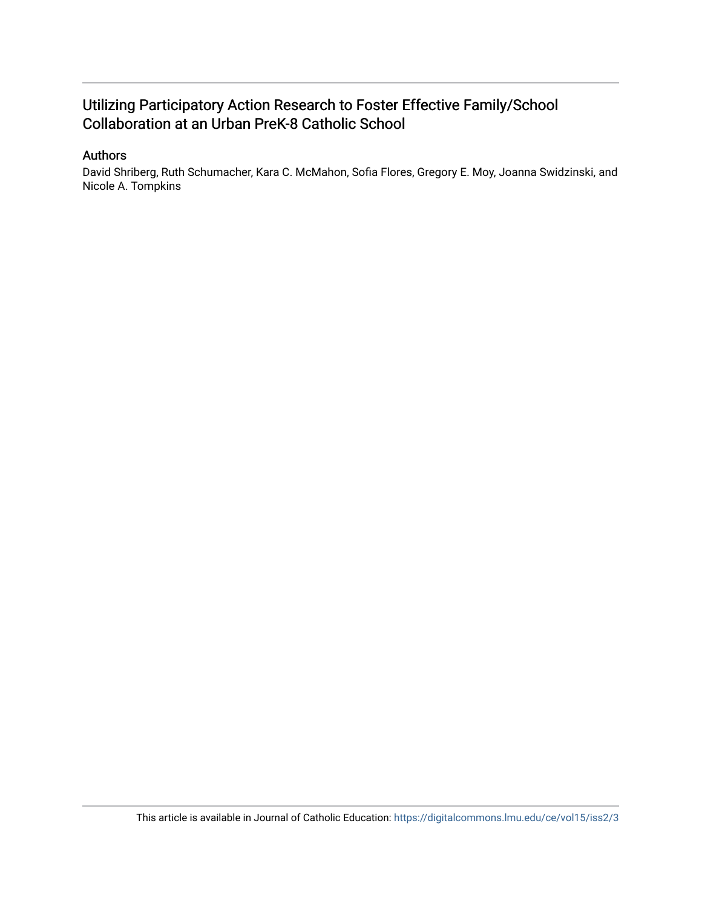# Utilizing Participatory Action Research to Foster Effective Family/School Collaboration at an Urban PreK-8 Catholic School

## Authors

David Shriberg, Ruth Schumacher, Kara C. McMahon, Sofia Flores, Gregory E. Moy, Joanna Swidzinski, and Nicole A. Tompkins

This article is available in Journal of Catholic Education: https://digitalcommons.lmu.edu/ce/vol15/iss2/3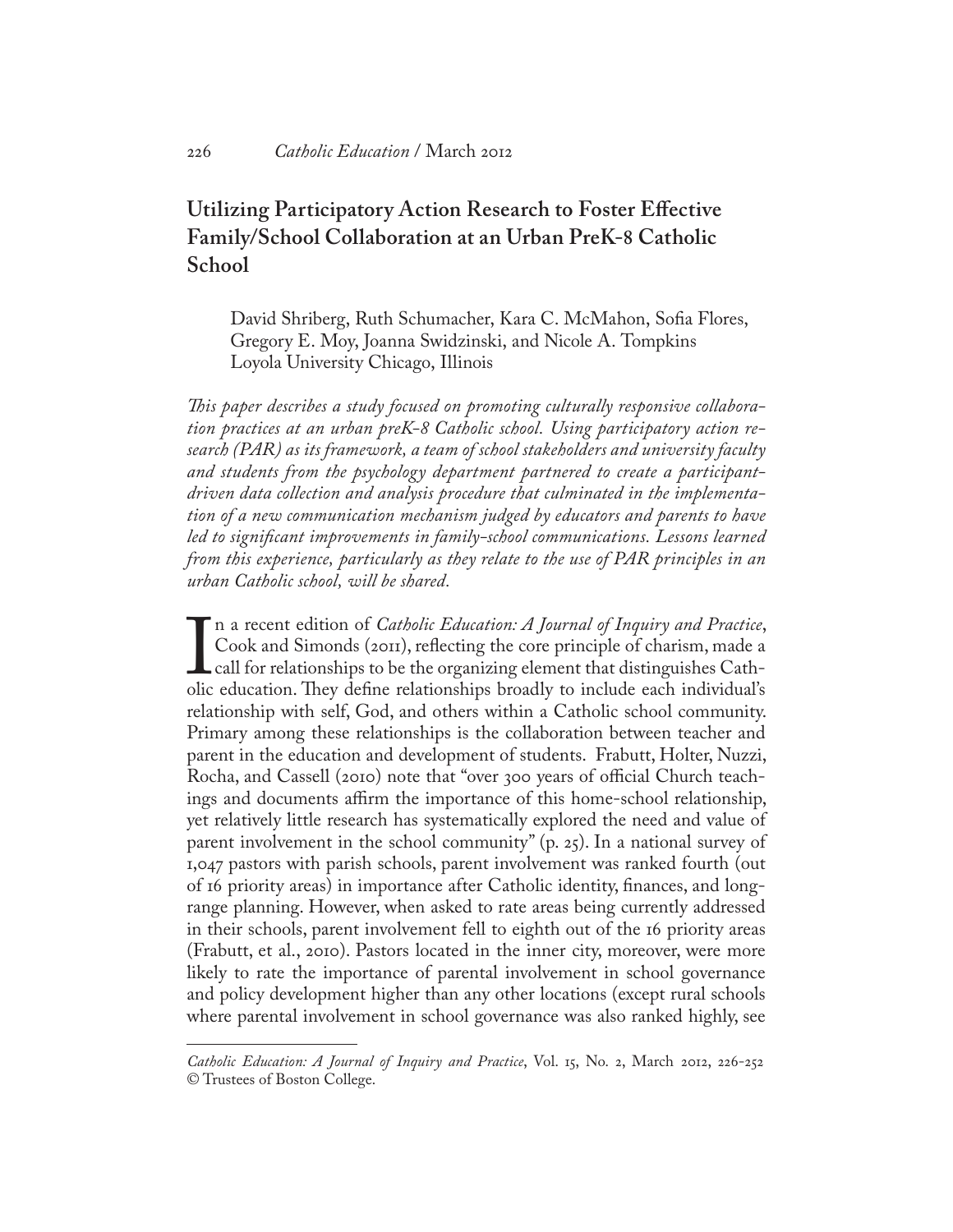# Utilizing Participatory Action Research to Foster Effective Family/School Collaboration at an Urban PreK-8 Catholic School

David Shriberg, Ruth Schumacher, Kara C. McMahon, Sofia Flores, Gregory E. Moy, Joanna Swidzinski, and Nicole A. Tompkins
Loyola University Chicago, Illinois

*This paper describes a study focused on promoting culturally responsive collaboration practices at an urban preK-8 Catholic school. Using participatory action research (PAR) as its framework, a team of school stakeholders and university faculty and students from the psychology department partnered to create a participant-driven data collection and analysis procedure that culminated in the implementation of a new communication mechanism judged by educators and parents to have led to significant improvements in family-school communications. Lessons learned from this experience, particularly as they relate to the use of PAR principles in an urban Catholic school, will be shared.*

In a recent edition of *Catholic Education: A Journal of Inquiry and Practice*, Cook and Simonds (2011), reflecting the core principle of charism, made a call for relationships to be the organizing element that distinguishes Catholic education. They define relationships broadly to include each individual's relationship with self, God, and others within a Catholic school community. Primary among these relationships is the collaboration between teacher and parent in the education and development of students. Frabutt, Holter, Nuzzi, Rocha, and Cassell (2010) note that "over 300 years of official Church teachings and documents affirm the importance of this home-school relationship, yet relatively little research has systematically explored the need and value of parent involvement in the school community" (p. 25). In a national survey of 1,047 pastors with parish schools, parent involvement was ranked fourth (out of 16 priority areas) in importance after Catholic identity, finances, and long-range planning. However, when asked to rate areas being currently addressed in their schools, parent involvement fell to eighth out of the 16 priority areas (Frabutt, et al., 2010). Pastors located in the inner city, moreover, were more likely to rate the importance of parental involvement in school governance and policy development higher than any other locations (except rural schools where parental involvement in school governance was also ranked highly, see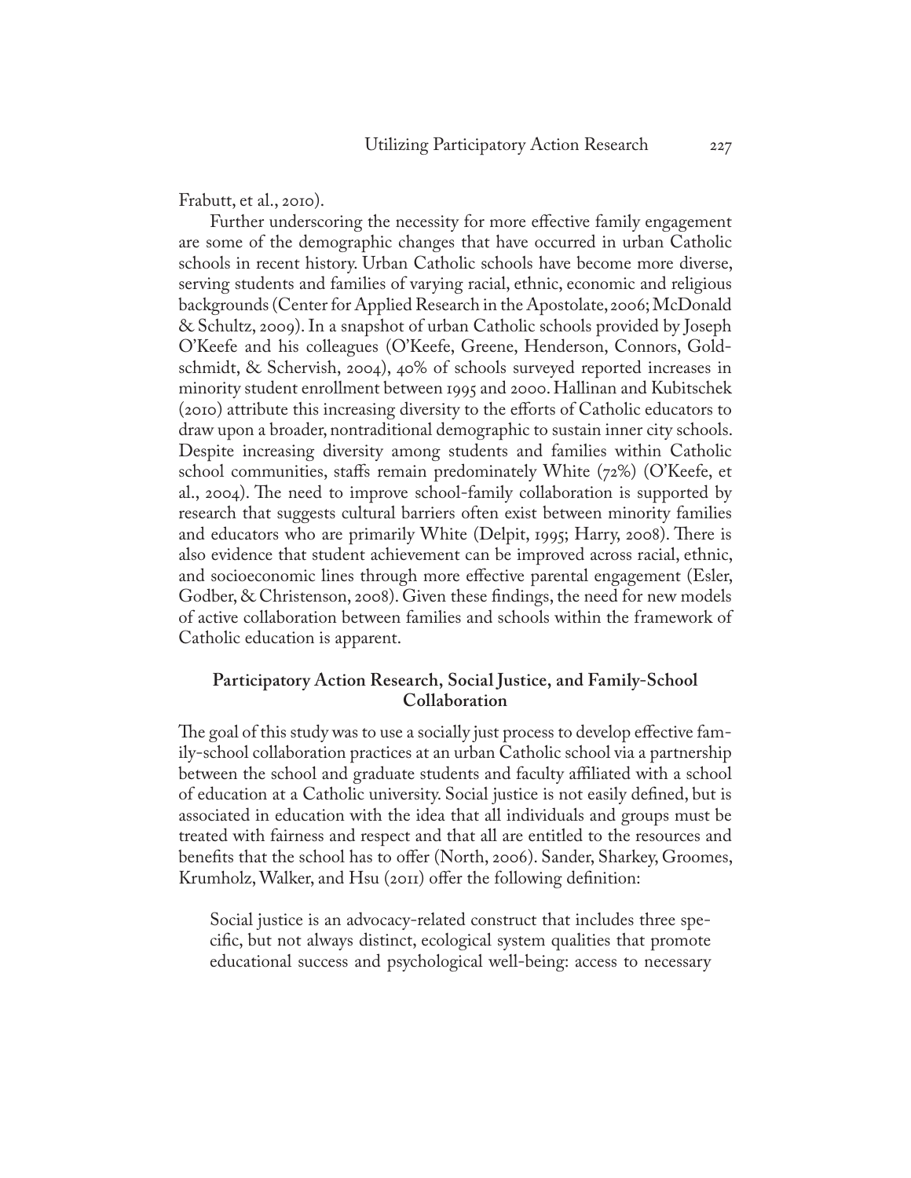Frabutt, et al., 2010).

Further underscoring the necessity for more effective family engagement are some of the demographic changes that have occurred in urban Catholic schools in recent history. Urban Catholic schools have become more diverse, serving students and families of varying racial, ethnic, economic and religious backgrounds (Center for Applied Research in the Apostolate, 2006; McDonald & Schultz, 2009). In a snapshot of urban Catholic schools provided by Joseph O'Keefe and his colleagues (O'Keefe, Greene, Henderson, Connors, Goldschmidt, & Schervish, 2004), 40% of schools surveyed reported increases in minority student enrollment between 1995 and 2000. Hallinan and Kubitschek (2010) attribute this increasing diversity to the efforts of Catholic educators to draw upon a broader, nontraditional demographic to sustain inner city schools. Despite increasing diversity among students and families within Catholic school communities, staffs remain predominately White (72%) (O'Keefe, et al., 2004). The need to improve school-family collaboration is supported by research that suggests cultural barriers often exist between minority families and educators who are primarily White (Delpit, 1995; Harry, 2008). There is also evidence that student achievement can be improved across racial, ethnic, and socioeconomic lines through more effective parental engagement (Esler, Godber, & Christenson, 2008). Given these findings, the need for new models of active collaboration between families and schools within the framework of Catholic education is apparent.

## Participatory Action Research, Social Justice, and Family-School Collaboration

The goal of this study was to use a socially just process to develop effective family-school collaboration practices at an urban Catholic school via a partnership between the school and graduate students and faculty affiliated with a school of education at a Catholic university. Social justice is not easily defined, but is associated in education with the idea that all individuals and groups must be treated with fairness and respect and that all are entitled to the resources and benefits that the school has to offer (North, 2006). Sander, Sharkey, Groomes, Krumholz, Walker, and Hsu (2011) offer the following definition:

> Social justice is an advocacy-related construct that includes three specific, but not always distinct, ecological system qualities that promote educational success and psychological well-being: access to necessary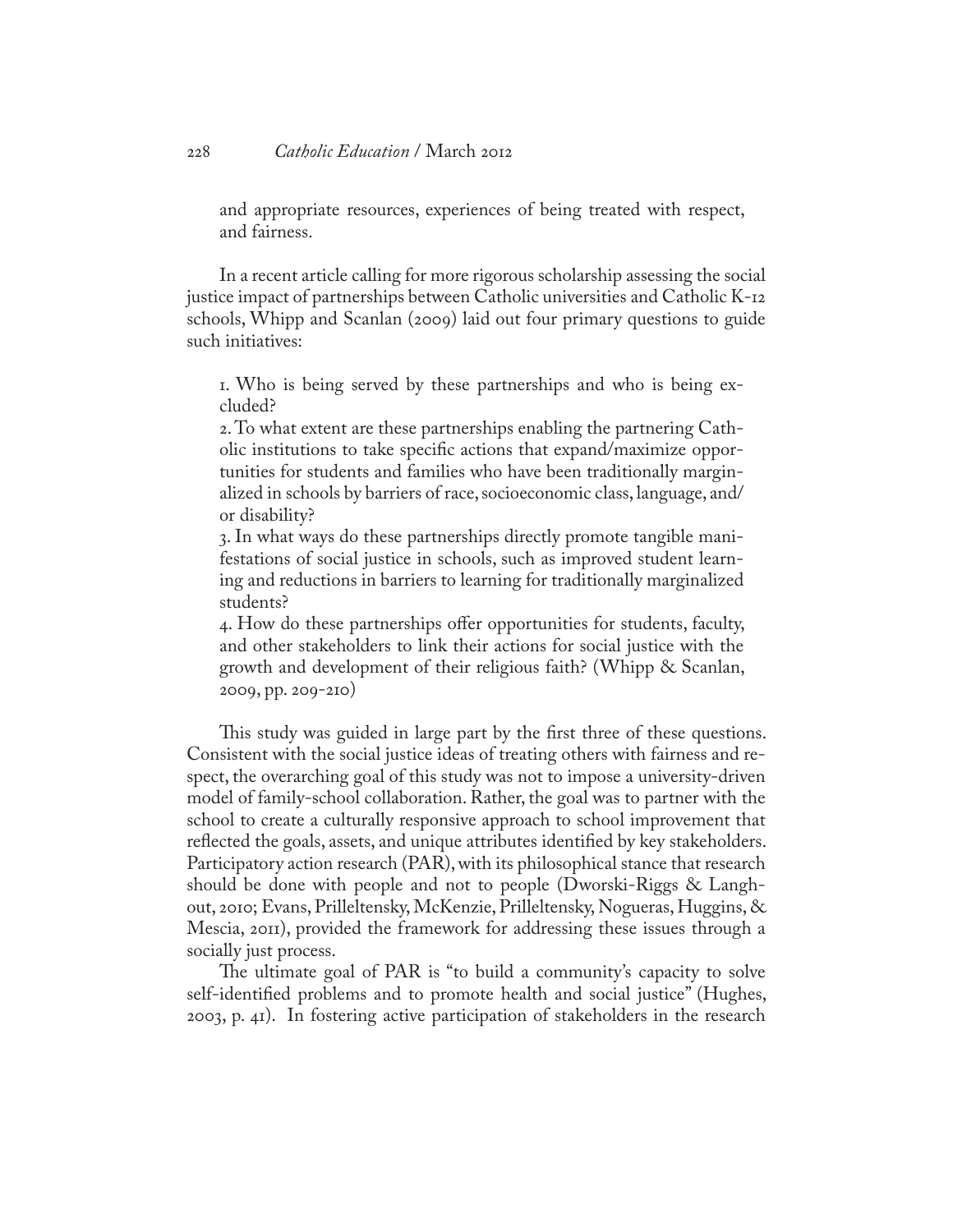and appropriate resources, experiences of being treated with respect, and fairness.

In a recent article calling for more rigorous scholarship assessing the social justice impact of partnerships between Catholic universities and Catholic K-12 schools, Whipp and Scanlan (2009) laid out four primary questions to guide such initiatives:

> 1. Who is being served by these partnerships and who is being excluded?
> 2. To what extent are these partnerships enabling the partnering Catholic institutions to take specific actions that expand/maximize opportunities for students and families who have been traditionally marginalized in schools by barriers of race, socioeconomic class, language, and/or disability?
> 3. In what ways do these partnerships directly promote tangible manifestations of social justice in schools, such as improved student learning and reductions in barriers to learning for traditionally marginalized students?
> 4. How do these partnerships offer opportunities for students, faculty, and other stakeholders to link their actions for social justice with the growth and development of their religious faith? (Whipp & Scanlan, 2009, pp. 209-210)

This study was guided in large part by the first three of these questions. Consistent with the social justice ideas of treating others with fairness and respect, the overarching goal of this study was not to impose a university-driven model of family-school collaboration. Rather, the goal was to partner with the school to create a culturally responsive approach to school improvement that reflected the goals, assets, and unique attributes identified by key stakeholders. Participatory action research (PAR), with its philosophical stance that research should be done with people and not to people (Dworski-Riggs & Langhout, 2010; Evans, Prilleltensky, McKenzie, Prilleltensky, Nogueras, Huggins, & Mescia, 2011), provided the framework for addressing these issues through a socially just process.

The ultimate goal of PAR is "to build a community's capacity to solve self-identified problems and to promote health and social justice" (Hughes, 2003, p. 41). In fostering active participation of stakeholders in the research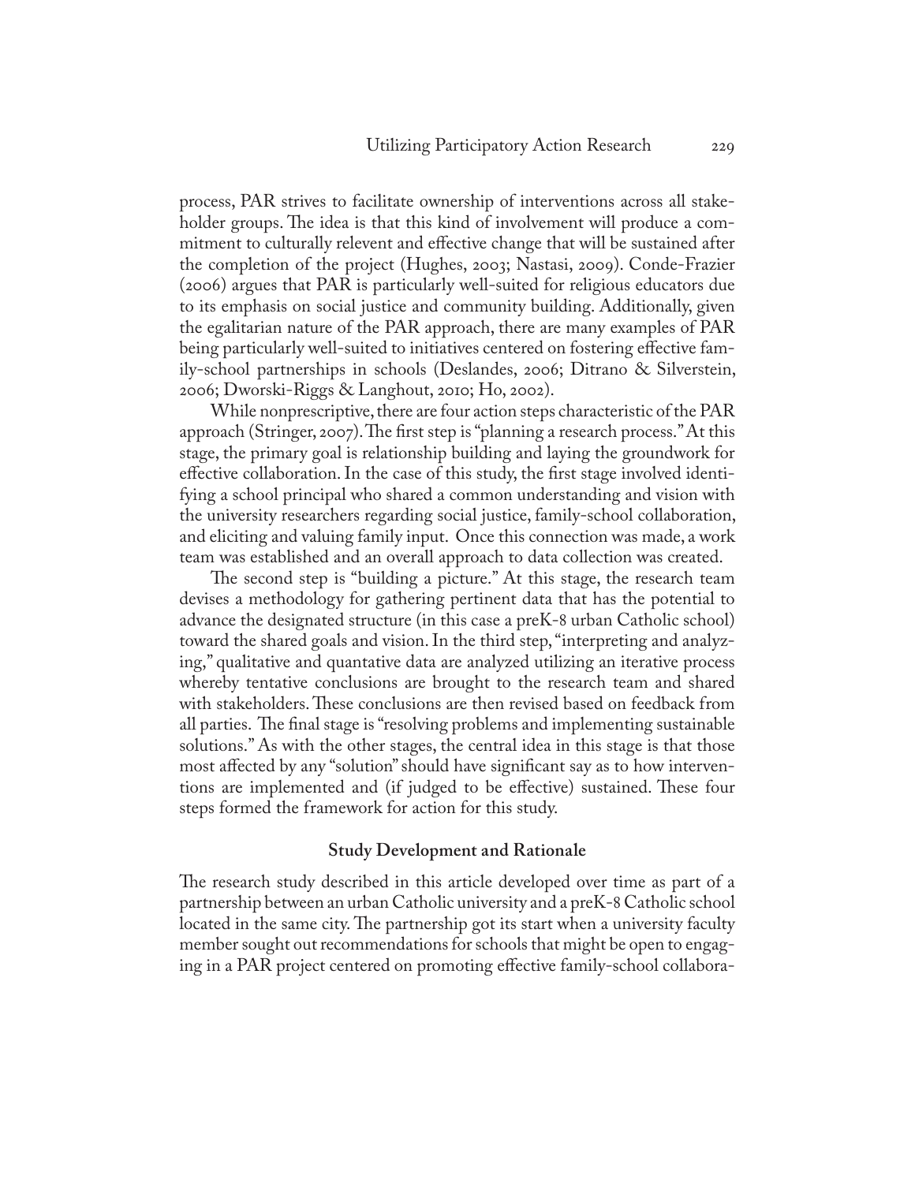process, PAR strives to facilitate ownership of interventions across all stakeholder groups. The idea is that this kind of involvement will produce a commitment to culturally relevent and effective change that will be sustained after the completion of the project (Hughes, 2003; Nastasi, 2009). Conde-Frazier (2006) argues that PAR is particularly well-suited for religious educators due to its emphasis on social justice and community building. Additionally, given the egalitarian nature of the PAR approach, there are many examples of PAR being particularly well-suited to initiatives centered on fostering effective family-school partnerships in schools (Deslandes, 2006; Ditrano & Silverstein, 2006; Dworski-Riggs & Langhout, 2010; Ho, 2002).

While nonprescriptive, there are four action steps characteristic of the PAR approach (Stringer, 2007). The first step is "planning a research process." At this stage, the primary goal is relationship building and laying the groundwork for effective collaboration. In the case of this study, the first stage involved identifying a school principal who shared a common understanding and vision with the university researchers regarding social justice, family-school collaboration, and eliciting and valuing family input. Once this connection was made, a work team was established and an overall approach to data collection was created.

The second step is "building a picture." At this stage, the research team devises a methodology for gathering pertinent data that has the potential to advance the designated structure (in this case a preK-8 urban Catholic school) toward the shared goals and vision. In the third step, "interpreting and analyzing," qualitative and quantative data are analyzed utilizing an iterative process whereby tentative conclusions are brought to the research team and shared with stakeholders. These conclusions are then revised based on feedback from all parties. The final stage is "resolving problems and implementing sustainable solutions." As with the other stages, the central idea in this stage is that those most affected by any "solution" should have significant say as to how interventions are implemented and (if judged to be effective) sustained. These four steps formed the framework for action for this study.

## Study Development and Rationale

The research study described in this article developed over time as part of a partnership between an urban Catholic university and a preK-8 Catholic school located in the same city. The partnership got its start when a university faculty member sought out recommendations for schools that might be open to engaging in a PAR project centered on promoting effective family-school collabora-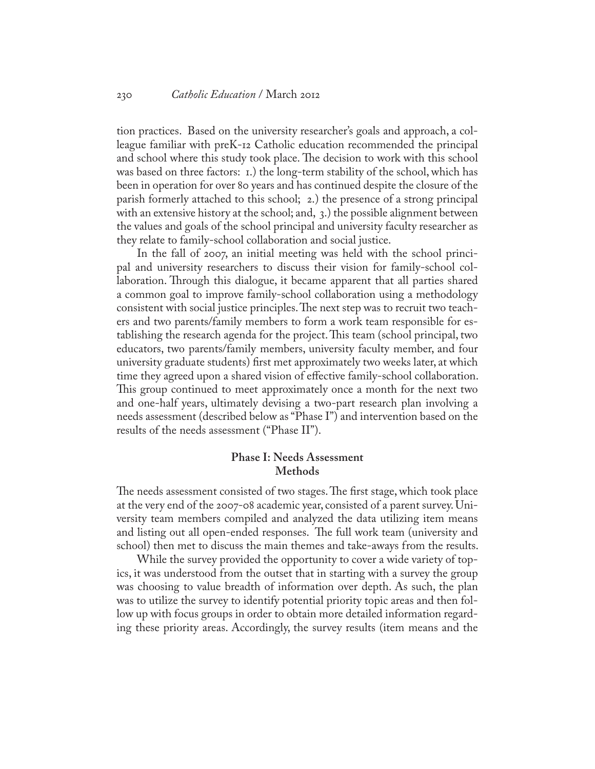tion practices. Based on the university researcher's goals and approach, a colleague familiar with preK-12 Catholic education recommended the principal and school where this study took place. The decision to work with this school was based on three factors: 1.) the long-term stability of the school, which has been in operation for over 80 years and has continued despite the closure of the parish formerly attached to this school; 2.) the presence of a strong principal with an extensive history at the school; and, 3.) the possible alignment between the values and goals of the school principal and university faculty researcher as they relate to family-school collaboration and social justice.

In the fall of 2007, an initial meeting was held with the school principal and university researchers to discuss their vision for family-school collaboration. Through this dialogue, it became apparent that all parties shared a common goal to improve family-school collaboration using a methodology consistent with social justice principles. The next step was to recruit two teachers and two parents/family members to form a work team responsible for establishing the research agenda for the project. This team (school principal, two educators, two parents/family members, university faculty member, and four university graduate students) first met approximately two weeks later, at which time they agreed upon a shared vision of effective family-school collaboration. This group continued to meet approximately once a month for the next two and one-half years, ultimately devising a two-part research plan involving a needs assessment (described below as "Phase I") and intervention based on the results of the needs assessment ("Phase II").

## Phase I: Needs Assessment

### Methods

The needs assessment consisted of two stages. The first stage, which took place at the very end of the 2007-08 academic year, consisted of a parent survey. University team members compiled and analyzed the data utilizing item means and listing out all open-ended responses. The full work team (university and school) then met to discuss the main themes and take-aways from the results.

While the survey provided the opportunity to cover a wide variety of topics, it was understood from the outset that in starting with a survey the group was choosing to value breadth of information over depth. As such, the plan was to utilize the survey to identify potential priority topic areas and then follow up with focus groups in order to obtain more detailed information regarding these priority areas. Accordingly, the survey results (item means and the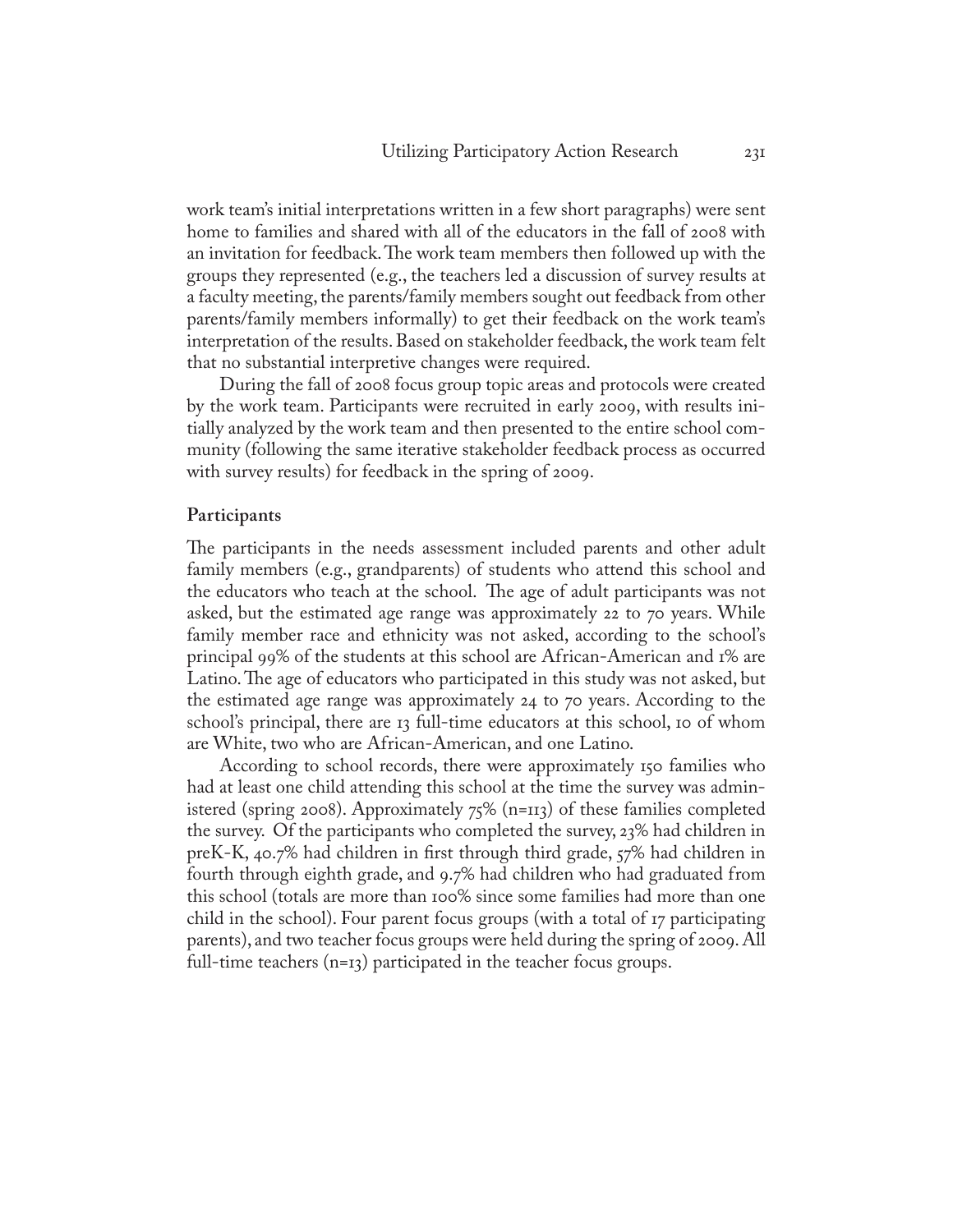work team's initial interpretations written in a few short paragraphs) were sent home to families and shared with all of the educators in the fall of 2008 with an invitation for feedback. The work team members then followed up with the groups they represented (e.g., the teachers led a discussion of survey results at a faculty meeting, the parents/family members sought out feedback from other parents/family members informally) to get their feedback on the work team's interpretation of the results. Based on stakeholder feedback, the work team felt that no substantial interpretive changes were required.

During the fall of 2008 focus group topic areas and protocols were created by the work team. Participants were recruited in early 2009, with results initially analyzed by the work team and then presented to the entire school community (following the same iterative stakeholder feedback process as occurred with survey results) for feedback in the spring of 2009.

### Participants

The participants in the needs assessment included parents and other adult family members (e.g., grandparents) of students who attend this school and the educators who teach at the school. The age of adult participants was not asked, but the estimated age range was approximately 22 to 70 years. While family member race and ethnicity was not asked, according to the school's principal 99% of the students at this school are African-American and 1% are Latino. The age of educators who participated in this study was not asked, but the estimated age range was approximately 24 to 70 years. According to the school's principal, there are 13 full-time educators at this school, 10 of whom are White, two who are African-American, and one Latino.

According to school records, there were approximately 150 families who had at least one child attending this school at the time the survey was administered (spring 2008). Approximately 75% (n=113) of these families completed the survey. Of the participants who completed the survey, 23% had children in preK-K, 40.7% had children in first through third grade, 57% had children in fourth through eighth grade, and 9.7% had children who had graduated from this school (totals are more than 100% since some families had more than one child in the school). Four parent focus groups (with a total of 17 participating parents), and two teacher focus groups were held during the spring of 2009. All full-time teachers (n=13) participated in the teacher focus groups.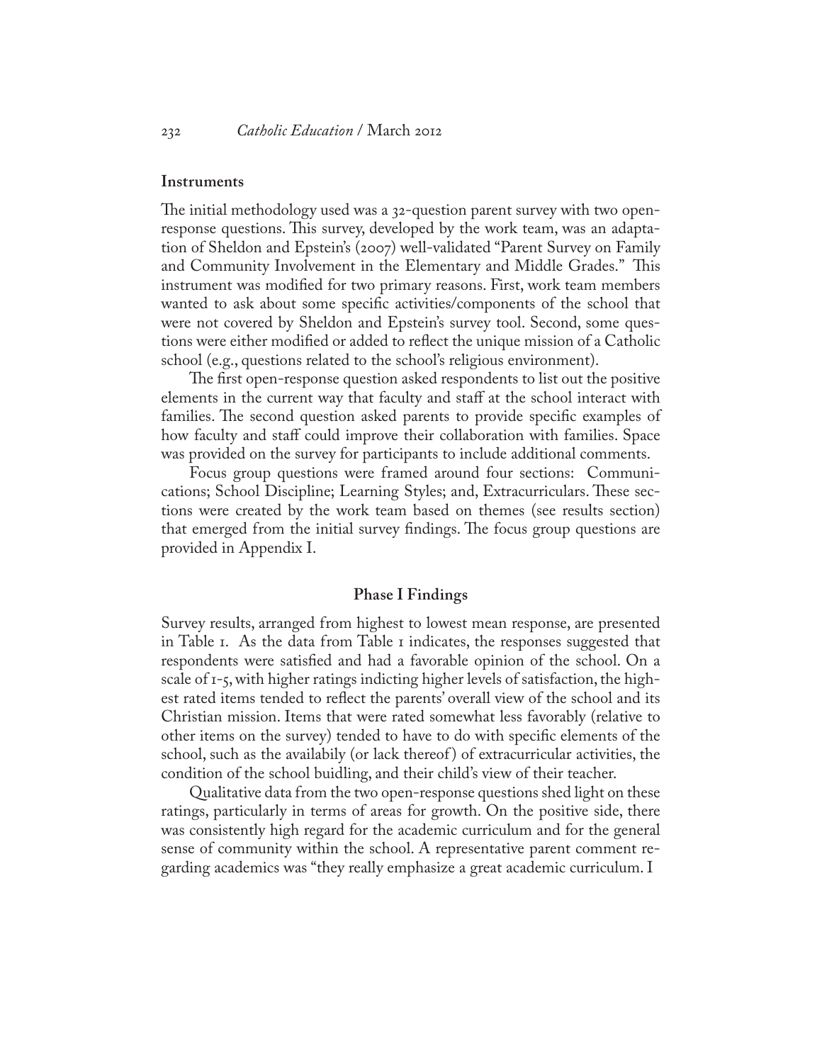### Instruments

The initial methodology used was a 32-question parent survey with two open-response questions. This survey, developed by the work team, was an adaptation of Sheldon and Epstein's (2007) well-validated "Parent Survey on Family and Community Involvement in the Elementary and Middle Grades." This instrument was modified for two primary reasons. First, work team members wanted to ask about some specific activities/components of the school that were not covered by Sheldon and Epstein's survey tool. Second, some questions were either modified or added to reflect the unique mission of a Catholic school (e.g., questions related to the school's religious environment).

The first open-response question asked respondents to list out the positive elements in the current way that faculty and staff at the school interact with families. The second question asked parents to provide specific examples of how faculty and staff could improve their collaboration with families. Space was provided on the survey for participants to include additional comments.

Focus group questions were framed around four sections: Communications; School Discipline; Learning Styles; and, Extracurriculars. These sections were created by the work team based on themes (see results section) that emerged from the initial survey findings. The focus group questions are provided in Appendix I.

## Phase I Findings

Survey results, arranged from highest to lowest mean response, are presented in Table 1. As the data from Table 1 indicates, the responses suggested that respondents were satisfied and had a favorable opinion of the school. On a scale of 1-5, with higher ratings indicting higher levels of satisfaction, the highest rated items tended to reflect the parents' overall view of the school and its Christian mission. Items that were rated somewhat less favorably (relative to other items on the survey) tended to have to do with specific elements of the school, such as the availabily (or lack thereof) of extracurricular activities, the condition of the school buidling, and their child's view of their teacher.

Qualitative data from the two open-response questions shed light on these ratings, particularly in terms of areas for growth. On the positive side, there was consistently high regard for the academic curriculum and for the general sense of community within the school. A representative parent comment regarding academics was "they really emphasize a great academic curriculum. I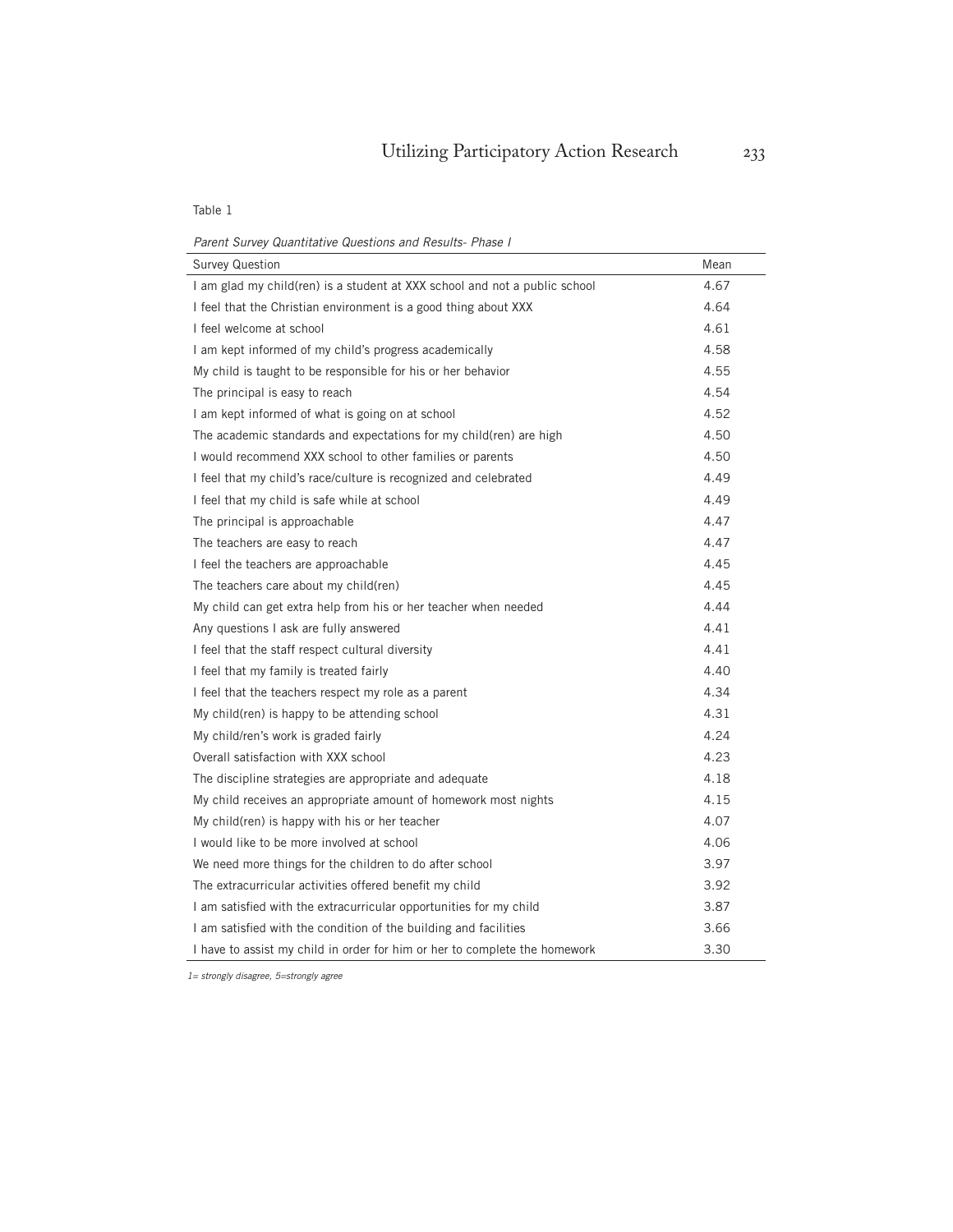Table 1

*Parent Survey Quantitative Questions and Results- Phase I*

| Survey Question | Mean |
|---|---|
| I am glad my child(ren) is a student at XXX school and not a public school | 4.67 |
| I feel that the Christian environment is a good thing about XXX | 4.64 |
| I feel welcome at school | 4.61 |
| I am kept informed of my child's progress academically | 4.58 |
| My child is taught to be responsible for his or her behavior | 4.55 |
| The principal is easy to reach | 4.54 |
| I am kept informed of what is going on at school | 4.52 |
| The academic standards and expectations for my child(ren) are high | 4.50 |
| I would recommend XXX school to other families or parents | 4.50 |
| I feel that my child's race/culture is recognized and celebrated | 4.49 |
| I feel that my child is safe while at school | 4.49 |
| The principal is approachable | 4.47 |
| The teachers are easy to reach | 4.47 |
| I feel the teachers are approachable | 4.45 |
| The teachers care about my child(ren) | 4.45 |
| My child can get extra help from his or her teacher when needed | 4.44 |
| Any questions I ask are fully answered | 4.41 |
| I feel that the staff respect cultural diversity | 4.41 |
| I feel that my family is treated fairly | 4.40 |
| I feel that the teachers respect my role as a parent | 4.34 |
| My child(ren) is happy to be attending school | 4.31 |
| My child/ren's work is graded fairly | 4.24 |
| Overall satisfaction with XXX school | 4.23 |
| The discipline strategies are appropriate and adequate | 4.18 |
| My child receives an appropriate amount of homework most nights | 4.15 |
| My child(ren) is happy with his or her teacher | 4.07 |
| I would like to be more involved at school | 4.06 |
| We need more things for the children to do after school | 3.97 |
| The extracurricular activities offered benefit my child | 3.92 |
| I am satisfied with the extracurricular opportunities for my child | 3.87 |
| I am satisfied with the condition of the building and facilities | 3.66 |
| I have to assist my child in order for him or her to complete the homework | 3.30 |

*1= strongly disagree, 5=strongly agree*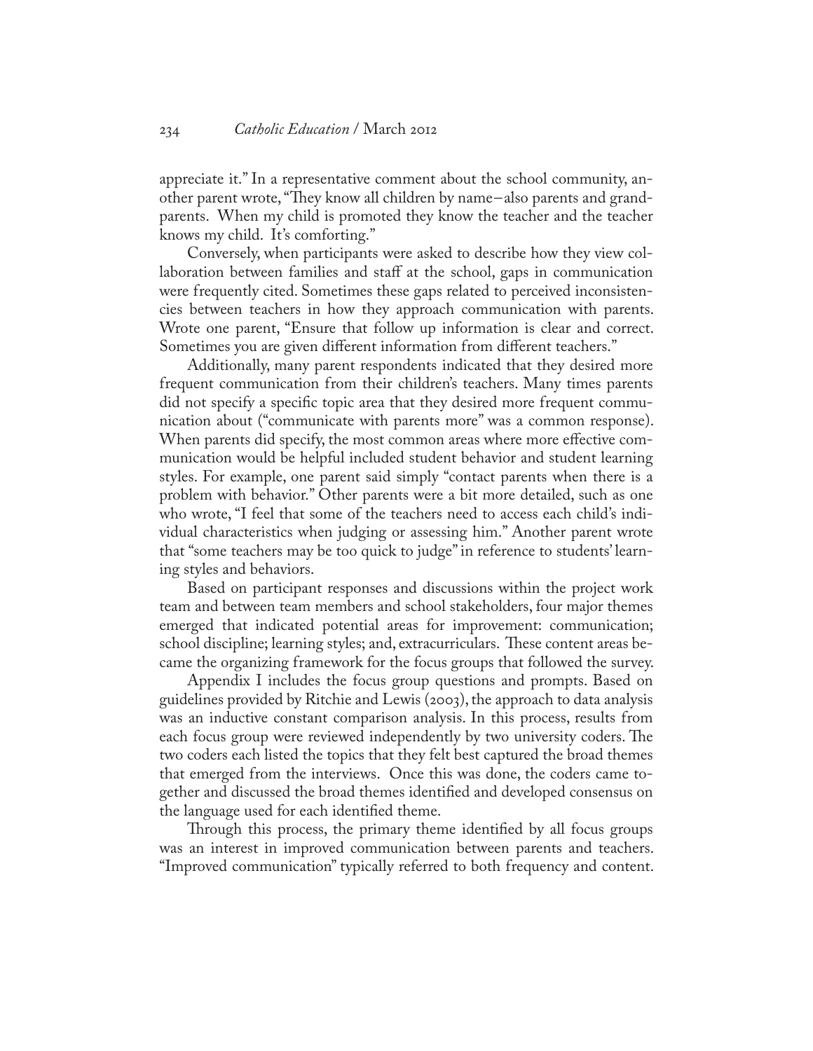appreciate it." In a representative comment about the school community, another parent wrote, "They know all children by name–also parents and grandparents. When my child is promoted they know the teacher and the teacher knows my child. It's comforting."

Conversely, when participants were asked to describe how they view collaboration between families and staff at the school, gaps in communication were frequently cited. Sometimes these gaps related to perceived inconsistencies between teachers in how they approach communication with parents. Wrote one parent, "Ensure that follow up information is clear and correct. Sometimes you are given different information from different teachers."

Additionally, many parent respondents indicated that they desired more frequent communication from their children's teachers. Many times parents did not specify a specific topic area that they desired more frequent communication about ("communicate with parents more" was a common response). When parents did specify, the most common areas where more effective communication would be helpful included student behavior and student learning styles. For example, one parent said simply "contact parents when there is a problem with behavior." Other parents were a bit more detailed, such as one who wrote, "I feel that some of the teachers need to access each child's individual characteristics when judging or assessing him." Another parent wrote that "some teachers may be too quick to judge" in reference to students' learning styles and behaviors.

Based on participant responses and discussions within the project work team and between team members and school stakeholders, four major themes emerged that indicated potential areas for improvement: communication; school discipline; learning styles; and, extracurriculars. These content areas became the organizing framework for the focus groups that followed the survey.

Appendix I includes the focus group questions and prompts. Based on guidelines provided by Ritchie and Lewis (2003), the approach to data analysis was an inductive constant comparison analysis. In this process, results from each focus group were reviewed independently by two university coders. The two coders each listed the topics that they felt best captured the broad themes that emerged from the interviews. Once this was done, the coders came together and discussed the broad themes identified and developed consensus on the language used for each identified theme.

Through this process, the primary theme identified by all focus groups was an interest in improved communication between parents and teachers. "Improved communication" typically referred to both frequency and content.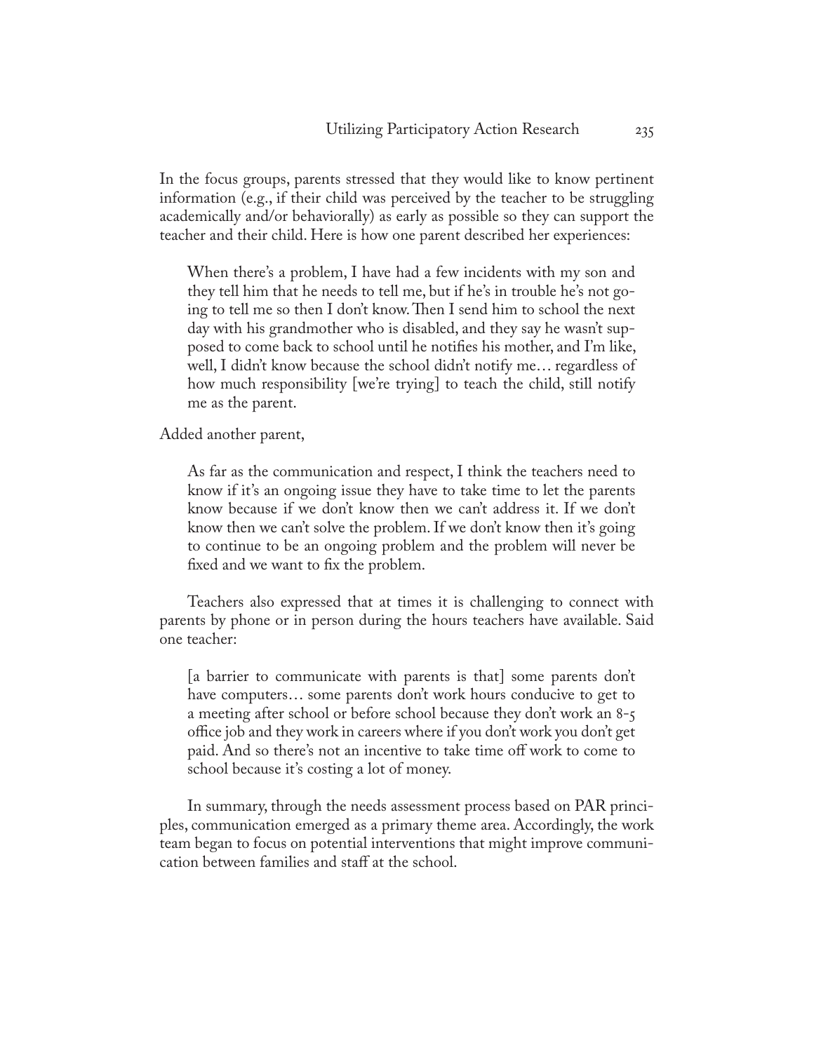In the focus groups, parents stressed that they would like to know pertinent information (e.g., if their child was perceived by the teacher to be struggling academically and/or behaviorally) as early as possible so they can support the teacher and their child. Here is how one parent described her experiences:

> When there's a problem, I have had a few incidents with my son and they tell him that he needs to tell me, but if he's in trouble he's not going to tell me so then I don't know. Then I send him to school the next day with his grandmother who is disabled, and they say he wasn't supposed to come back to school until he notifies his mother, and I'm like, well, I didn't know because the school didn't notify me… regardless of how much responsibility [we're trying] to teach the child, still notify me as the parent.

Added another parent,

> As far as the communication and respect, I think the teachers need to know if it's an ongoing issue they have to take time to let the parents know because if we don't know then we can't address it. If we don't know then we can't solve the problem. If we don't know then it's going to continue to be an ongoing problem and the problem will never be fixed and we want to fix the problem.

Teachers also expressed that at times it is challenging to connect with parents by phone or in person during the hours teachers have available. Said one teacher:

> [a barrier to communicate with parents is that] some parents don't have computers… some parents don't work hours conducive to get to a meeting after school or before school because they don't work an 8-5 office job and they work in careers where if you don't work you don't get paid. And so there's not an incentive to take time off work to come to school because it's costing a lot of money.

In summary, through the needs assessment process based on PAR principles, communication emerged as a primary theme area. Accordingly, the work team began to focus on potential interventions that might improve communication between families and staff at the school.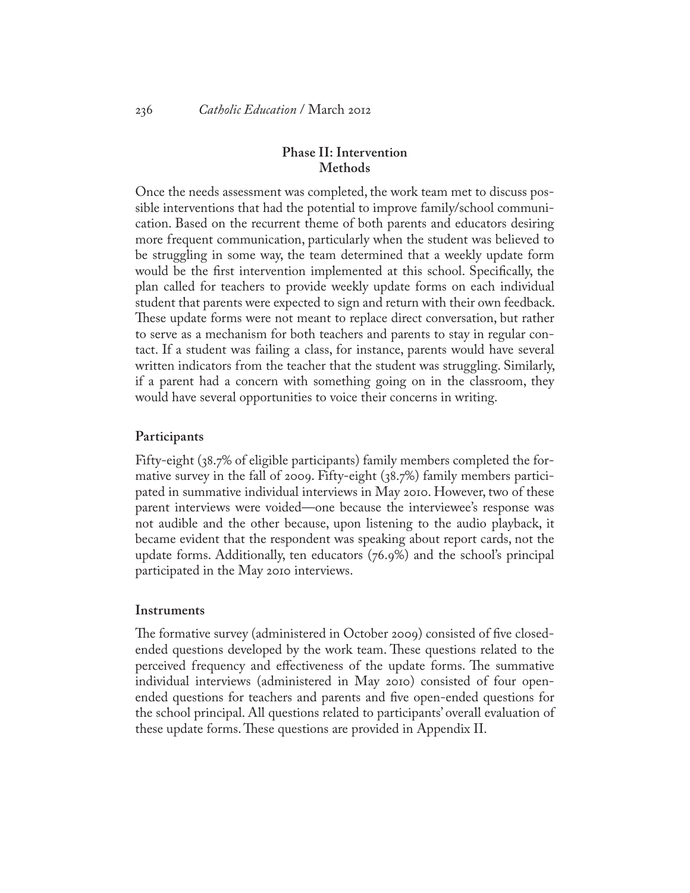## Phase II: Intervention
## Methods

Once the needs assessment was completed, the work team met to discuss possible interventions that had the potential to improve family/school communication. Based on the recurrent theme of both parents and educators desiring more frequent communication, particularly when the student was believed to be struggling in some way, the team determined that a weekly update form would be the first intervention implemented at this school. Specifically, the plan called for teachers to provide weekly update forms on each individual student that parents were expected to sign and return with their own feedback. These update forms were not meant to replace direct conversation, but rather to serve as a mechanism for both teachers and parents to stay in regular contact. If a student was failing a class, for instance, parents would have several written indicators from the teacher that the student was struggling. Similarly, if a parent had a concern with something going on in the classroom, they would have several opportunities to voice their concerns in writing.

### Participants

Fifty-eight (38.7% of eligible participants) family members completed the formative survey in the fall of 2009. Fifty-eight (38.7%) family members participated in summative individual interviews in May 2010. However, two of these parent interviews were voided—one because the interviewee's response was not audible and the other because, upon listening to the audio playback, it became evident that the respondent was speaking about report cards, not the update forms. Additionally, ten educators (76.9%) and the school's principal participated in the May 2010 interviews.

### Instruments

The formative survey (administered in October 2009) consisted of five closed-ended questions developed by the work team. These questions related to the perceived frequency and effectiveness of the update forms. The summative individual interviews (administered in May 2010) consisted of four open-ended questions for teachers and parents and five open-ended questions for the school principal. All questions related to participants' overall evaluation of these update forms. These questions are provided in Appendix II.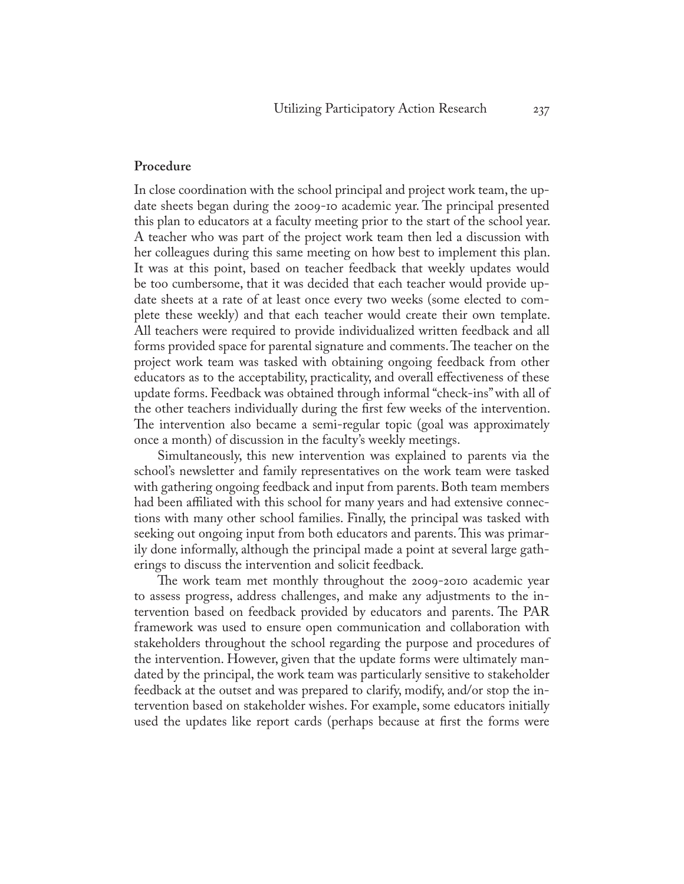## Procedure

In close coordination with the school principal and project work team, the update sheets began during the 2009-10 academic year. The principal presented this plan to educators at a faculty meeting prior to the start of the school year. A teacher who was part of the project work team then led a discussion with her colleagues during this same meeting on how best to implement this plan. It was at this point, based on teacher feedback that weekly updates would be too cumbersome, that it was decided that each teacher would provide update sheets at a rate of at least once every two weeks (some elected to complete these weekly) and that each teacher would create their own template. All teachers were required to provide individualized written feedback and all forms provided space for parental signature and comments. The teacher on the project work team was tasked with obtaining ongoing feedback from other educators as to the acceptability, practicality, and overall effectiveness of these update forms. Feedback was obtained through informal "check-ins" with all of the other teachers individually during the first few weeks of the intervention. The intervention also became a semi-regular topic (goal was approximately once a month) of discussion in the faculty's weekly meetings.

Simultaneously, this new intervention was explained to parents via the school's newsletter and family representatives on the work team were tasked with gathering ongoing feedback and input from parents. Both team members had been affiliated with this school for many years and had extensive connections with many other school families. Finally, the principal was tasked with seeking out ongoing input from both educators and parents. This was primarily done informally, although the principal made a point at several large gatherings to discuss the intervention and solicit feedback.

The work team met monthly throughout the 2009-2010 academic year to assess progress, address challenges, and make any adjustments to the intervention based on feedback provided by educators and parents. The PAR framework was used to ensure open communication and collaboration with stakeholders throughout the school regarding the purpose and procedures of the intervention. However, given that the update forms were ultimately mandated by the principal, the work team was particularly sensitive to stakeholder feedback at the outset and was prepared to clarify, modify, and/or stop the intervention based on stakeholder wishes. For example, some educators initially used the updates like report cards (perhaps because at first the forms were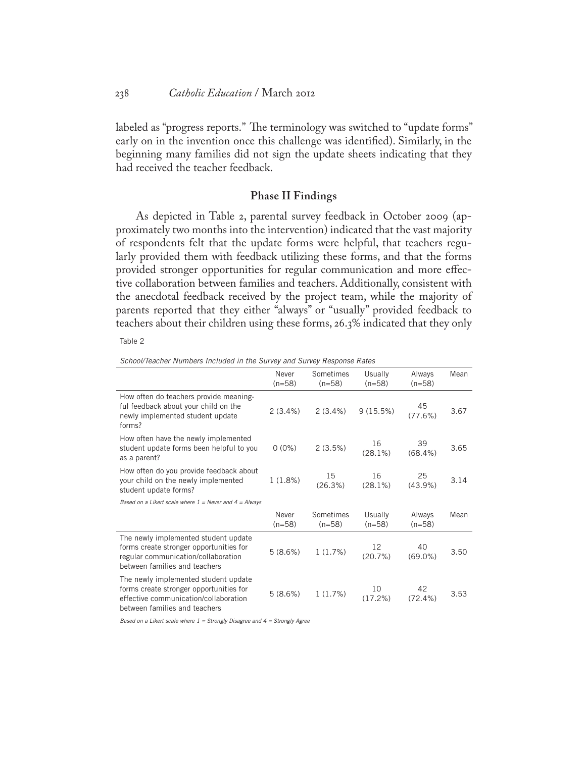labeled as "progress reports." The terminology was switched to "update forms" early on in the invention once this challenge was identified). Similarly, in the beginning many families did not sign the update sheets indicating that they had received the teacher feedback.

### Phase II Findings

As depicted in Table 2, parental survey feedback in October 2009 (approximately two months into the intervention) indicated that the vast majority of respondents felt that the update forms were helpful, that teachers regularly provided them with feedback utilizing these forms, and that the forms provided stronger opportunities for regular communication and more effective collaboration between families and teachers. Additionally, consistent with the anecdotal feedback received by the project team, while the majority of parents reported that they either "always" or "usually" provided feedback to teachers about their children using these forms, 26.3% indicated that they only

Table 2

*School/Teacher Numbers Included in the Survey and Survey Response Rates*

| | Never (n=58) | Sometimes (n=58) | Usually (n=58) | Always (n=58) | Mean |
|---|---|---|---|---|---|
| How often do teachers provide meaningful feedback about your child on the newly implemented student update forms? | 2 (3.4%) | 2 (3.4%) | 9 (15.5%) | 45 (77.6%) | 3.67 |
| How often have the newly implemented student update forms been helpful to you as a parent? | 0 (0%) | 2 (3.5%) | 16 (28.1%) | 39 (68.4%) | 3.65 |
| How often do you provide feedback about your child on the newly implemented student update forms? | 1 (1.8%) | 15 (26.3%) | 16 (28.1%) | 25 (43.9%) | 3.14 |

*Based on a Likert scale where 1 = Never and 4 = Always*

| | Never (n=58) | Sometimes (n=58) | Usually (n=58) | Always (n=58) | Mean |
|---|---|---|---|---|---|
| The newly implemented student update forms create stronger opportunities for regular communication/collaboration between families and teachers | 5 (8.6%) | 1 (1.7%) | 12 (20.7%) | 40 (69.0%) | 3.50 |
| The newly implemented student update forms create stronger opportunities for effective communication/collaboration between families and teachers | 5 (8.6%) | 1 (1.7%) | 10 (17.2%) | 42 (72.4%) | 3.53 |

*Based on a Likert scale where 1 = Strongly Disagree and 4 = Strongly Agree*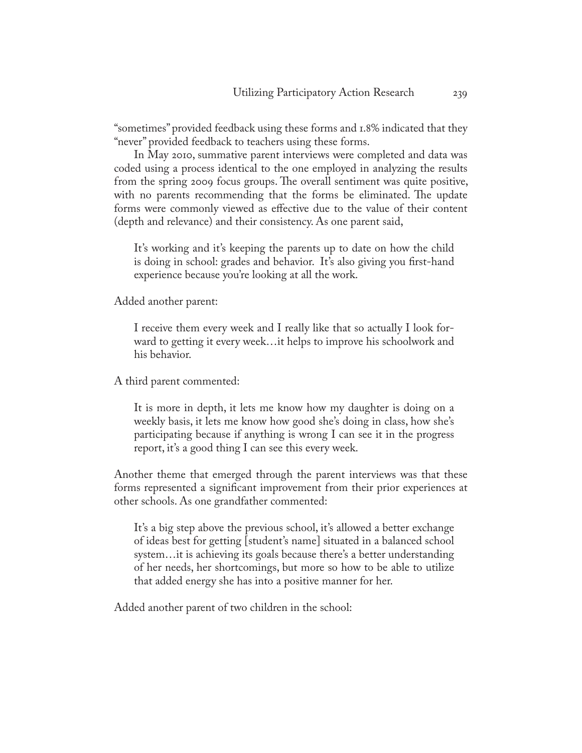"sometimes" provided feedback using these forms and 1.8% indicated that they "never" provided feedback to teachers using these forms.

In May 2010, summative parent interviews were completed and data was coded using a process identical to the one employed in analyzing the results from the spring 2009 focus groups. The overall sentiment was quite positive, with no parents recommending that the forms be eliminated. The update forms were commonly viewed as effective due to the value of their content (depth and relevance) and their consistency. As one parent said,

> It's working and it's keeping the parents up to date on how the child is doing in school: grades and behavior. It's also giving you first-hand experience because you're looking at all the work.

Added another parent:

> I receive them every week and I really like that so actually I look forward to getting it every week…it helps to improve his schoolwork and his behavior.

A third parent commented:

> It is more in depth, it lets me know how my daughter is doing on a weekly basis, it lets me know how good she's doing in class, how she's participating because if anything is wrong I can see it in the progress report, it's a good thing I can see this every week.

Another theme that emerged through the parent interviews was that these forms represented a significant improvement from their prior experiences at other schools. As one grandfather commented:

> It's a big step above the previous school, it's allowed a better exchange of ideas best for getting [student's name] situated in a balanced school system…it is achieving its goals because there's a better understanding of her needs, her shortcomings, but more so how to be able to utilize that added energy she has into a positive manner for her.

Added another parent of two children in the school: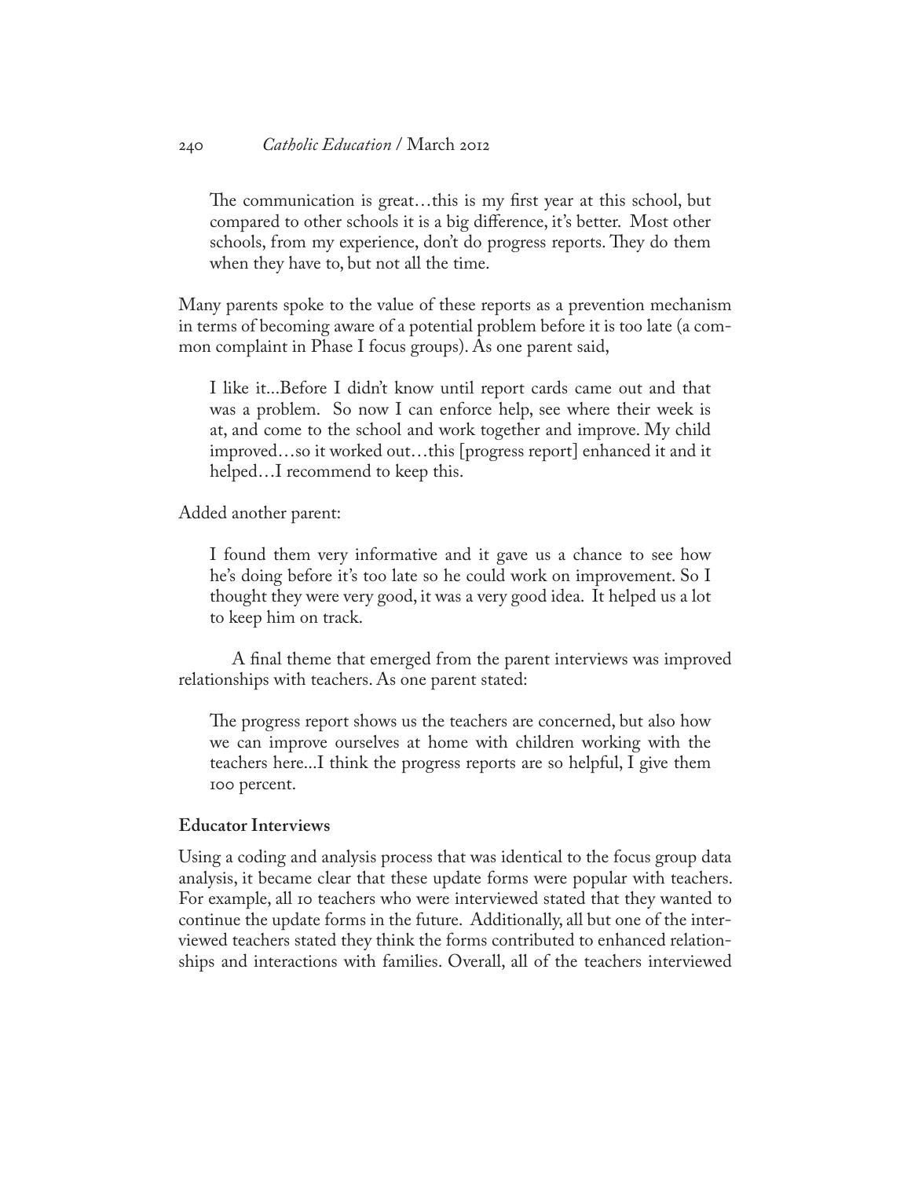> The communication is great…this is my first year at this school, but compared to other schools it is a big difference, it's better. Most other schools, from my experience, don't do progress reports. They do them when they have to, but not all the time.

Many parents spoke to the value of these reports as a prevention mechanism in terms of becoming aware of a potential problem before it is too late (a common complaint in Phase I focus groups). As one parent said,

> I like it...Before I didn't know until report cards came out and that was a problem. So now I can enforce help, see where their week is at, and come to the school and work together and improve. My child improved…so it worked out…this [progress report] enhanced it and it helped…I recommend to keep this.

Added another parent:

> I found them very informative and it gave us a chance to see how he's doing before it's too late so he could work on improvement. So I thought they were very good, it was a very good idea. It helped us a lot to keep him on track.

A final theme that emerged from the parent interviews was improved relationships with teachers. As one parent stated:

> The progress report shows us the teachers are concerned, but also how we can improve ourselves at home with children working with the teachers here...I think the progress reports are so helpful, I give them 100 percent.

**Educator Interviews**

Using a coding and analysis process that was identical to the focus group data analysis, it became clear that these update forms were popular with teachers. For example, all 10 teachers who were interviewed stated that they wanted to continue the update forms in the future. Additionally, all but one of the interviewed teachers stated they think the forms contributed to enhanced relationships and interactions with families. Overall, all of the teachers interviewed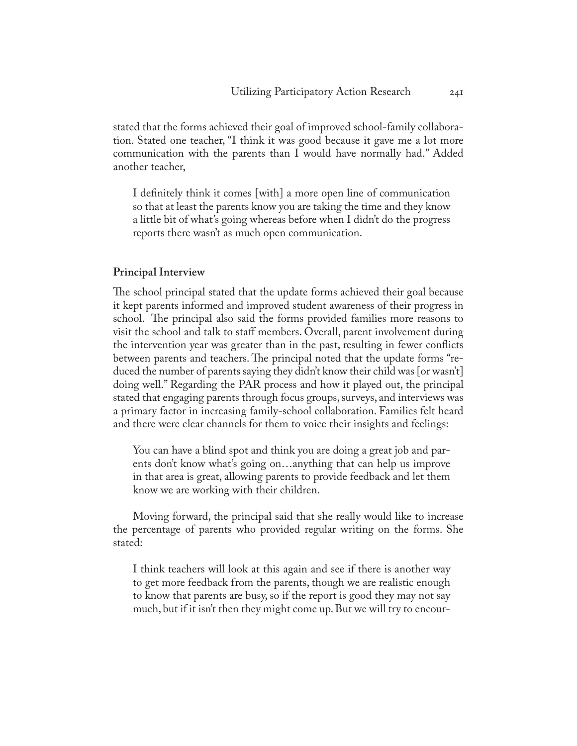stated that the forms achieved their goal of improved school-family collaboration. Stated one teacher, "I think it was good because it gave me a lot more communication with the parents than I would have normally had." Added another teacher,

> I definitely think it comes [with] a more open line of communication so that at least the parents know you are taking the time and they know a little bit of what's going whereas before when I didn't do the progress reports there wasn't as much open communication.

### Principal Interview

The school principal stated that the update forms achieved their goal because it kept parents informed and improved student awareness of their progress in school. The principal also said the forms provided families more reasons to visit the school and talk to staff members. Overall, parent involvement during the intervention year was greater than in the past, resulting in fewer conflicts between parents and teachers. The principal noted that the update forms "reduced the number of parents saying they didn't know their child was [or wasn't] doing well." Regarding the PAR process and how it played out, the principal stated that engaging parents through focus groups, surveys, and interviews was a primary factor in increasing family-school collaboration. Families felt heard and there were clear channels for them to voice their insights and feelings:

> You can have a blind spot and think you are doing a great job and parents don't know what's going on…anything that can help us improve in that area is great, allowing parents to provide feedback and let them know we are working with their children.

Moving forward, the principal said that she really would like to increase the percentage of parents who provided regular writing on the forms. She stated:

> I think teachers will look at this again and see if there is another way to get more feedback from the parents, though we are realistic enough to know that parents are busy, so if the report is good they may not say much, but if it isn't then they might come up. But we will try to encour-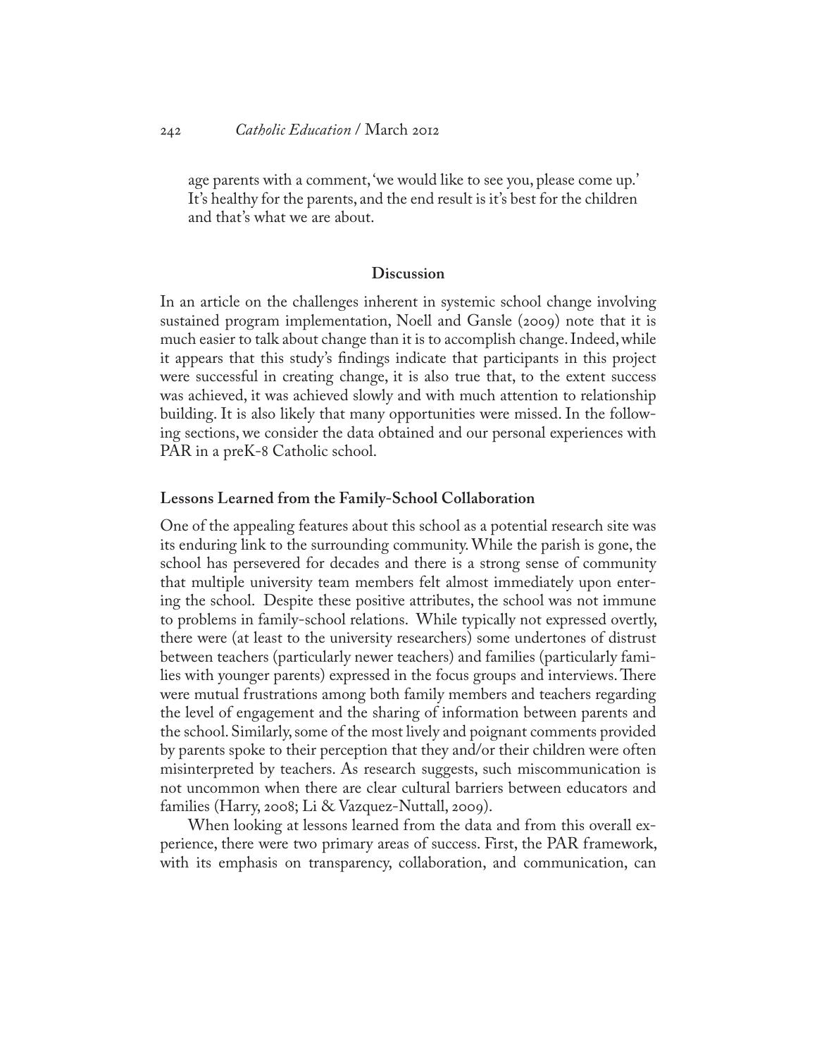age parents with a comment, 'we would like to see you, please come up.' It's healthy for the parents, and the end result is it's best for the children and that's what we are about.

## Discussion

In an article on the challenges inherent in systemic school change involving sustained program implementation, Noell and Gansle (2009) note that it is much easier to talk about change than it is to accomplish change. Indeed, while it appears that this study's findings indicate that participants in this project were successful in creating change, it is also true that, to the extent success was achieved, it was achieved slowly and with much attention to relationship building. It is also likely that many opportunities were missed. In the following sections, we consider the data obtained and our personal experiences with PAR in a preK-8 Catholic school.

### Lessons Learned from the Family-School Collaboration

One of the appealing features about this school as a potential research site was its enduring link to the surrounding community. While the parish is gone, the school has persevered for decades and there is a strong sense of community that multiple university team members felt almost immediately upon entering the school. Despite these positive attributes, the school was not immune to problems in family-school relations. While typically not expressed overtly, there were (at least to the university researchers) some undertones of distrust between teachers (particularly newer teachers) and families (particularly families with younger parents) expressed in the focus groups and interviews. There were mutual frustrations among both family members and teachers regarding the level of engagement and the sharing of information between parents and the school. Similarly, some of the most lively and poignant comments provided by parents spoke to their perception that they and/or their children were often misinterpreted by teachers. As research suggests, such miscommunication is not uncommon when there are clear cultural barriers between educators and families (Harry, 2008; Li & Vazquez-Nuttall, 2009).

When looking at lessons learned from the data and from this overall experience, there were two primary areas of success. First, the PAR framework, with its emphasis on transparency, collaboration, and communication, can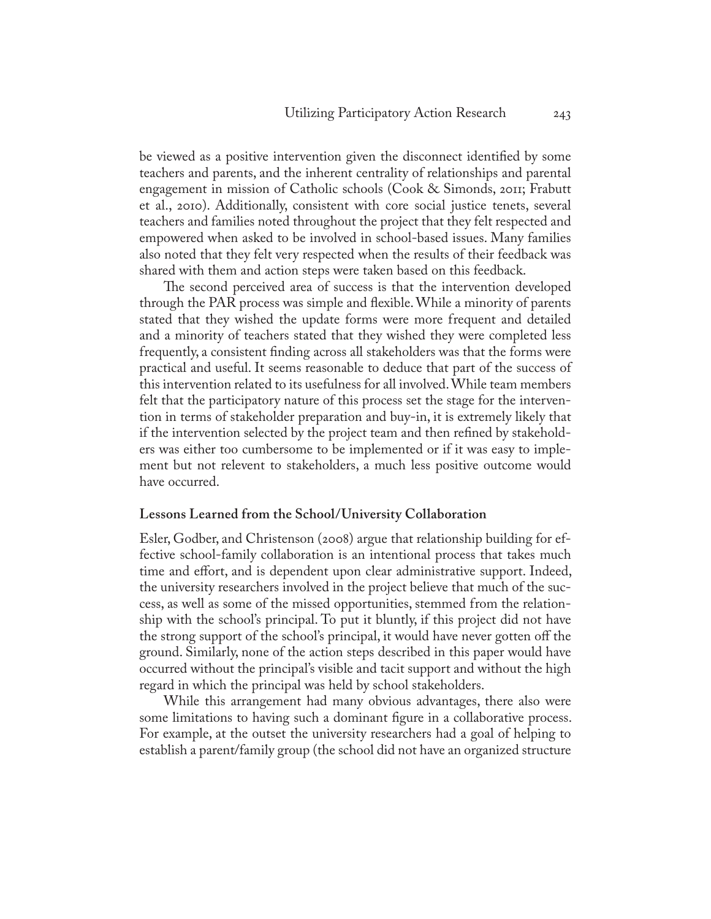be viewed as a positive intervention given the disconnect identified by some teachers and parents, and the inherent centrality of relationships and parental engagement in mission of Catholic schools (Cook & Simonds, 2011; Frabutt et al., 2010). Additionally, consistent with core social justice tenets, several teachers and families noted throughout the project that they felt respected and empowered when asked to be involved in school-based issues. Many families also noted that they felt very respected when the results of their feedback was shared with them and action steps were taken based on this feedback.

The second perceived area of success is that the intervention developed through the PAR process was simple and flexible. While a minority of parents stated that they wished the update forms were more frequent and detailed and a minority of teachers stated that they wished they were completed less frequently, a consistent finding across all stakeholders was that the forms were practical and useful. It seems reasonable to deduce that part of the success of this intervention related to its usefulness for all involved. While team members felt that the participatory nature of this process set the stage for the intervention in terms of stakeholder preparation and buy-in, it is extremely likely that if the intervention selected by the project team and then refined by stakeholders was either too cumbersome to be implemented or if it was easy to implement but not relevent to stakeholders, a much less positive outcome would have occurred.

### Lessons Learned from the School/University Collaboration

Esler, Godber, and Christenson (2008) argue that relationship building for effective school-family collaboration is an intentional process that takes much time and effort, and is dependent upon clear administrative support. Indeed, the university researchers involved in the project believe that much of the success, as well as some of the missed opportunities, stemmed from the relationship with the school's principal. To put it bluntly, if this project did not have the strong support of the school's principal, it would have never gotten off the ground. Similarly, none of the action steps described in this paper would have occurred without the principal's visible and tacit support and without the high regard in which the principal was held by school stakeholders.

While this arrangement had many obvious advantages, there also were some limitations to having such a dominant figure in a collaborative process. For example, at the outset the university researchers had a goal of helping to establish a parent/family group (the school did not have an organized structure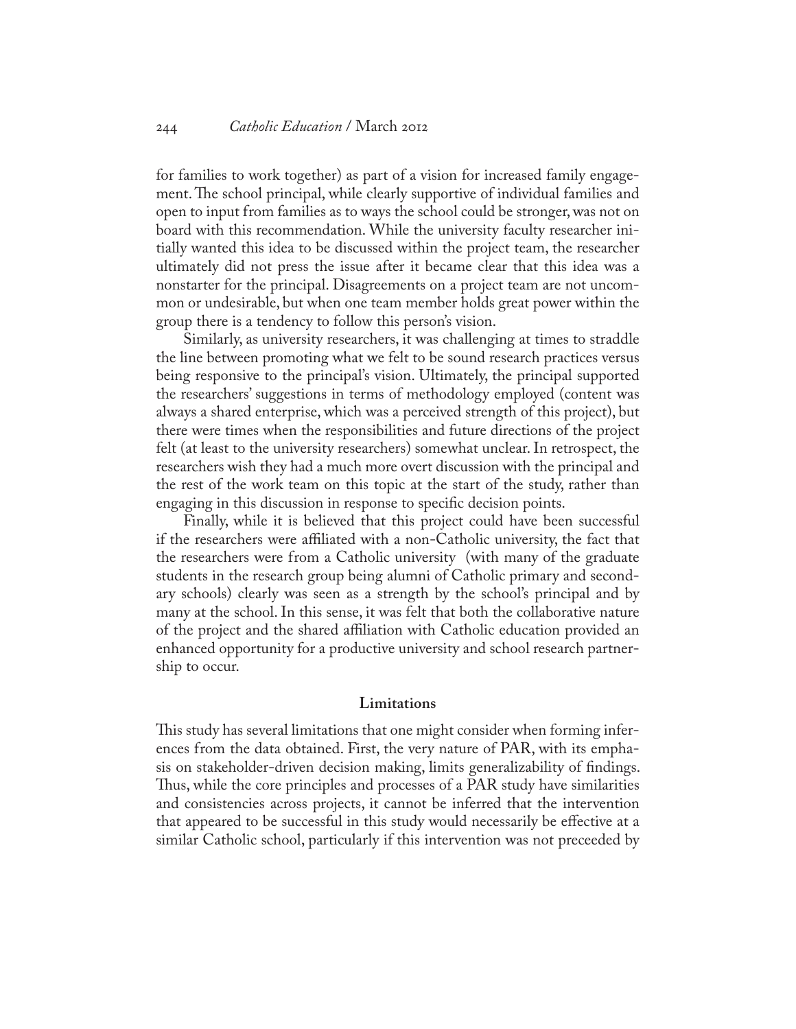for families to work together) as part of a vision for increased family engagement. The school principal, while clearly supportive of individual families and open to input from families as to ways the school could be stronger, was not on board with this recommendation. While the university faculty researcher initially wanted this idea to be discussed within the project team, the researcher ultimately did not press the issue after it became clear that this idea was a nonstarter for the principal. Disagreements on a project team are not uncommon or undesirable, but when one team member holds great power within the group there is a tendency to follow this person's vision.

Similarly, as university researchers, it was challenging at times to straddle the line between promoting what we felt to be sound research practices versus being responsive to the principal's vision. Ultimately, the principal supported the researchers' suggestions in terms of methodology employed (content was always a shared enterprise, which was a perceived strength of this project), but there were times when the responsibilities and future directions of the project felt (at least to the university researchers) somewhat unclear. In retrospect, the researchers wish they had a much more overt discussion with the principal and the rest of the work team on this topic at the start of the study, rather than engaging in this discussion in response to specific decision points.

Finally, while it is believed that this project could have been successful if the researchers were affiliated with a non-Catholic university, the fact that the researchers were from a Catholic university (with many of the graduate students in the research group being alumni of Catholic primary and secondary schools) clearly was seen as a strength by the school's principal and by many at the school. In this sense, it was felt that both the collaborative nature of the project and the shared affiliation with Catholic education provided an enhanced opportunity for a productive university and school research partnership to occur.

## Limitations

This study has several limitations that one might consider when forming inferences from the data obtained. First, the very nature of PAR, with its emphasis on stakeholder-driven decision making, limits generalizability of findings. Thus, while the core principles and processes of a PAR study have similarities and consistencies across projects, it cannot be inferred that the intervention that appeared to be successful in this study would necessarily be effective at a similar Catholic school, particularly if this intervention was not preceeded by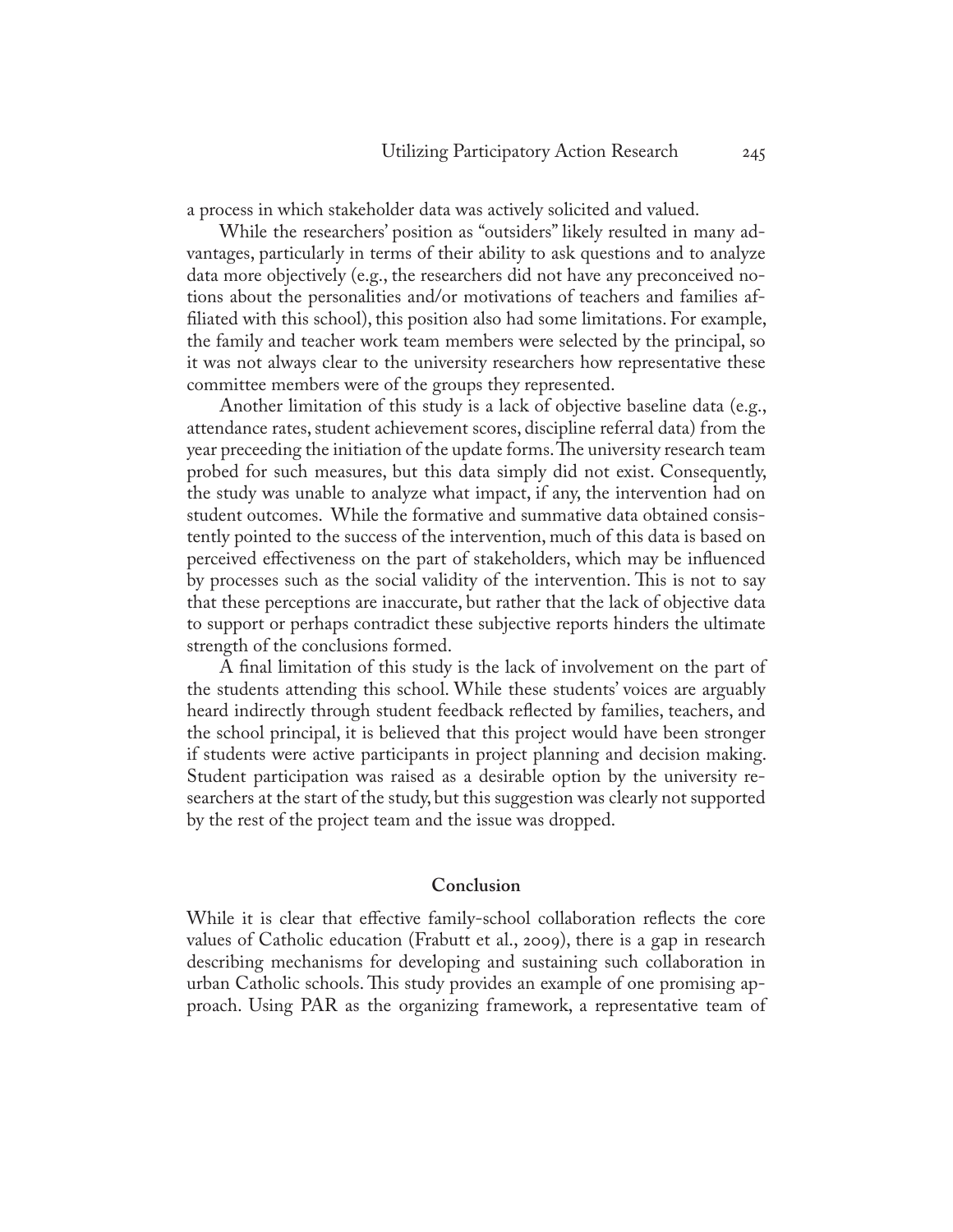a process in which stakeholder data was actively solicited and valued.

While the researchers' position as "outsiders" likely resulted in many advantages, particularly in terms of their ability to ask questions and to analyze data more objectively (e.g., the researchers did not have any preconceived notions about the personalities and/or motivations of teachers and families affiliated with this school), this position also had some limitations. For example, the family and teacher work team members were selected by the principal, so it was not always clear to the university researchers how representative these committee members were of the groups they represented.

Another limitation of this study is a lack of objective baseline data (e.g., attendance rates, student achievement scores, discipline referral data) from the year preceeding the initiation of the update forms. The university research team probed for such measures, but this data simply did not exist. Consequently, the study was unable to analyze what impact, if any, the intervention had on student outcomes. While the formative and summative data obtained consistently pointed to the success of the intervention, much of this data is based on perceived effectiveness on the part of stakeholders, which may be influenced by processes such as the social validity of the intervention. This is not to say that these perceptions are inaccurate, but rather that the lack of objective data to support or perhaps contradict these subjective reports hinders the ultimate strength of the conclusions formed.

A final limitation of this study is the lack of involvement on the part of the students attending this school. While these students' voices are arguably heard indirectly through student feedback reflected by families, teachers, and the school principal, it is believed that this project would have been stronger if students were active participants in project planning and decision making. Student participation was raised as a desirable option by the university researchers at the start of the study, but this suggestion was clearly not supported by the rest of the project team and the issue was dropped.

## Conclusion

While it is clear that effective family-school collaboration reflects the core values of Catholic education (Frabutt et al., 2009), there is a gap in research describing mechanisms for developing and sustaining such collaboration in urban Catholic schools. This study provides an example of one promising approach. Using PAR as the organizing framework, a representative team of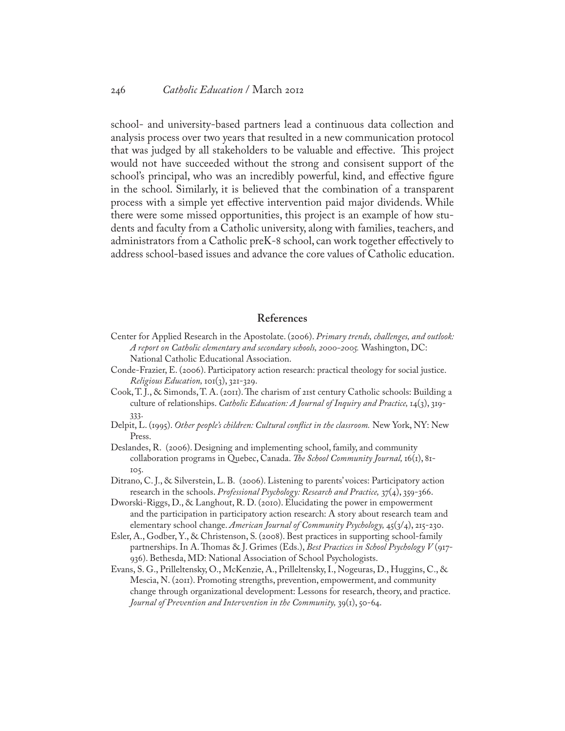school- and university-based partners lead a continuous data collection and analysis process over two years that resulted in a new communication protocol that was judged by all stakeholders to be valuable and effective. This project would not have succeeded without the strong and consisent support of the school's principal, who was an incredibly powerful, kind, and effective figure in the school. Similarly, it is believed that the combination of a transparent process with a simple yet effective intervention paid major dividends. While there were some missed opportunities, this project is an example of how students and faculty from a Catholic university, along with families, teachers, and administrators from a Catholic preK-8 school, can work together effectively to address school-based issues and advance the core values of Catholic education.

## References

Center for Applied Research in the Apostolate. (2006). *Primary trends, challenges, and outlook: A report on Catholic elementary and secondary schools, 2000-2005.* Washington, DC: National Catholic Educational Association.

Conde-Frazier, E. (2006). Participatory action research: practical theology for social justice. *Religious Education,* 101(3), 321-329.

Cook, T. J., & Simonds, T. A. (2011). The charism of 21st century Catholic schools: Building a culture of relationships. *Catholic Education: A Journal of Inquiry and Practice,* 14(3), 319-333.

Delpit, L. (1995). *Other people's children: Cultural conflict in the classroom.* New York, NY: New Press.

Deslandes, R. (2006). Designing and implementing school, family, and community collaboration programs in Quebec, Canada. *The School Community Journal,* 16(1), 81-105.

Ditrano, C. J., & Silverstein, L. B. (2006). Listening to parents' voices: Participatory action research in the schools. *Professional Psychology: Research and Practice,* 37(4), 359-366.

Dworski-Riggs, D., & Langhout, R. D. (2010). Elucidating the power in empowerment and the participation in participatory action research: A story about research team and elementary school change. *American Journal of Community Psychology,* 45(3/4), 215-230.

Esler, A., Godber, Y., & Christenson, S. (2008). Best practices in supporting school-family partnerships. In A. Thomas & J. Grimes (Eds.), *Best Practices in School Psychology V* (917-936). Bethesda, MD: National Association of School Psychologists.

Evans, S. G., Prilleltensky, O., McKenzie, A., Prilleltensky, I., Nogeuras, D., Huggins, C., & Mescia, N. (2011). Promoting strengths, prevention, empowerment, and community change through organizational development: Lessons for research, theory, and practice. *Journal of Prevention and Intervention in the Community,* 39(1), 50-64.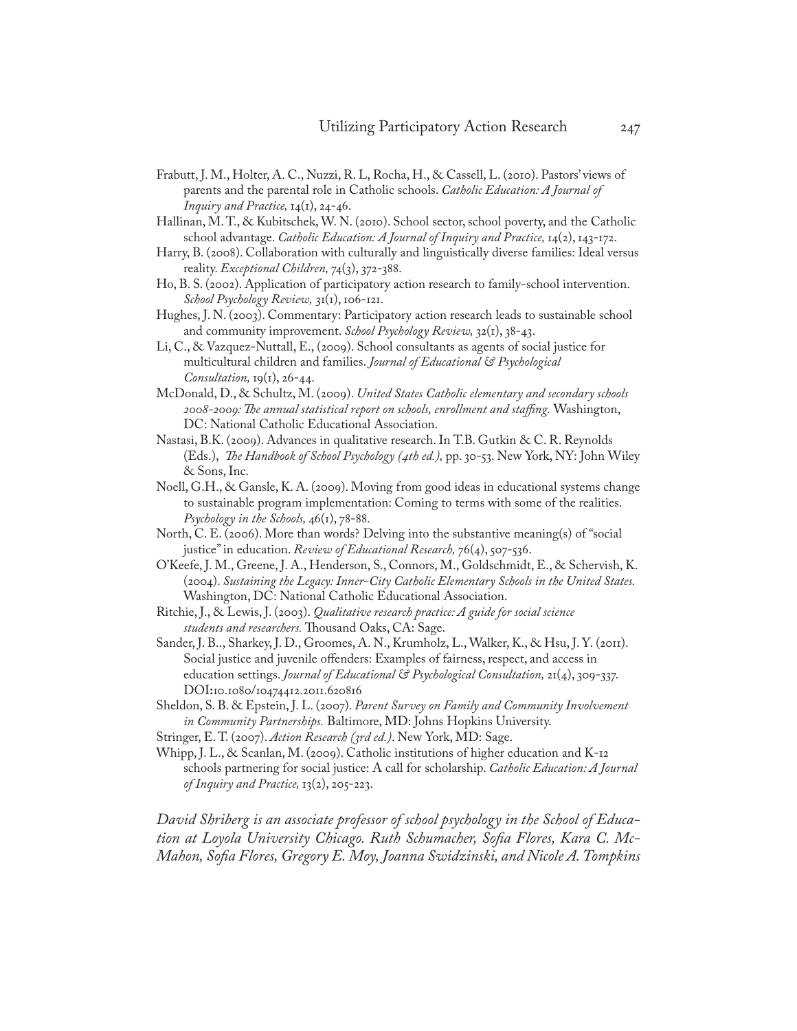Frabutt, J. M., Holter, A. C., Nuzzi, R. L, Rocha, H., & Cassell, L. (2010). Pastors' views of parents and the parental role in Catholic schools. *Catholic Education: A Journal of Inquiry and Practice,* 14(1), 24-46.

Hallinan, M. T., & Kubitschek, W. N. (2010). School sector, school poverty, and the Catholic school advantage. *Catholic Education: A Journal of Inquiry and Practice,* 14(2), 143-172.

Harry, B. (2008). Collaboration with culturally and linguistically diverse families: Ideal versus reality. *Exceptional Children,* 74(3), 372-388.

Ho, B. S. (2002). Application of participatory action research to family-school intervention. *School Psychology Review,* 31(1), 106-121.

Hughes, J. N. (2003). Commentary: Participatory action research leads to sustainable school and community improvement. *School Psychology Review,* 32(1), 38-43.

Li, C., & Vazquez-Nuttall, E., (2009). School consultants as agents of social justice for multicultural children and families. *Journal of Educational & Psychological Consultation,* 19(1), 26-44.

McDonald, D., & Schultz, M. (2009). *United States Catholic elementary and secondary schools 2008-2009: The annual statistical report on schools, enrollment and staffing.* Washington, DC: National Catholic Educational Association.

Nastasi, B.K. (2009). Advances in qualitative research. In T.B. Gutkin & C. R. Reynolds (Eds.), *The Handbook of School Psychology (4th ed.),* pp. 30-53. New York, NY: John Wiley & Sons, Inc.

Noell, G.H., & Gansle, K. A. (2009). Moving from good ideas in educational systems change to sustainable program implementation: Coming to terms with some of the realities. *Psychology in the Schools,* 46(1), 78-88.

North, C. E. (2006). More than words? Delving into the substantive meaning(s) of "social justice" in education. *Review of Educational Research,* 76(4), 507-536.

O'Keefe, J. M., Greene, J. A., Henderson, S., Connors, M., Goldschmidt, E., & Schervish, K. (2004). *Sustaining the Legacy: Inner-City Catholic Elementary Schools in the United States.* Washington, DC: National Catholic Educational Association.

Ritchie, J., & Lewis, J. (2003). *Qualitative research practice: A guide for social science students and researchers.* Thousand Oaks, CA: Sage.

Sander, J. B.., Sharkey, J. D., Groomes, A. N., Krumholz, L., Walker, K., & Hsu, J. Y. (2011). Social justice and juvenile offenders: Examples of fairness, respect, and access in education settings. *Journal of Educational & Psychological Consultation,* 21(4), 309-337. DOI:10.1080/10474412.2011.620816

Sheldon, S. B. & Epstein, J. L. (2007). *Parent Survey on Family and Community Involvement in Community Partnerships.* Baltimore, MD: Johns Hopkins University.

Stringer, E. T. (2007). *Action Research (3rd ed.).* New York, MD: Sage.

Whipp, J. L., & Scanlan, M. (2009). Catholic institutions of higher education and K-12 schools partnering for social justice: A call for scholarship. *Catholic Education: A Journal of Inquiry and Practice,* 13(2), 205-223.

*David Shriberg is an associate professor of school psychology in the School of Education at Loyola University Chicago. Ruth Schumacher, Sofia Flores, Kara C. McMahon, Sofia Flores, Gregory E. Moy, Joanna Swidzinski, and Nicole A. Tompkins*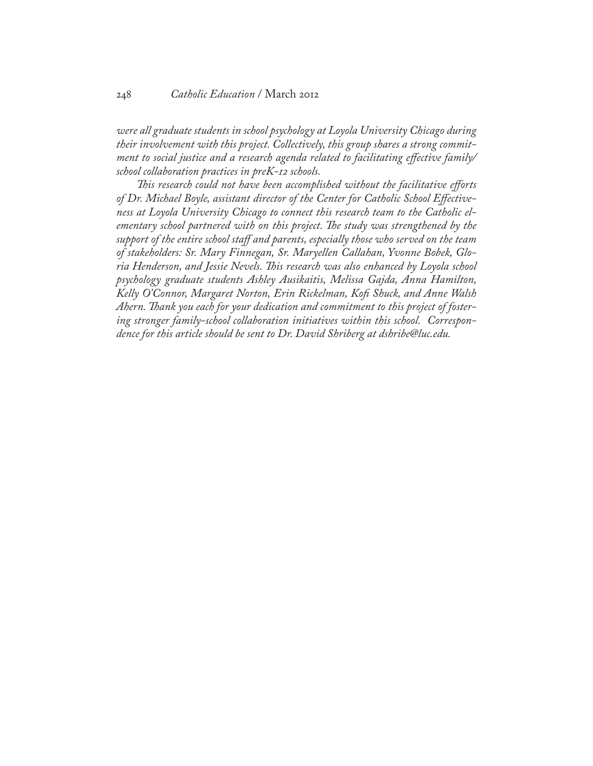*were all graduate students in school psychology at Loyola University Chicago during their involvement with this project. Collectively, this group shares a strong commitment to social justice and a research agenda related to facilitating effective family/school collaboration practices in preK-12 schools.*

*This research could not have been accomplished without the facilitative efforts of Dr. Michael Boyle, assistant director of the Center for Catholic School Effectiveness at Loyola University Chicago to connect this research team to the Catholic elementary school partnered with on this project. The study was strengthened by the support of the entire school staff and parents, especially those who served on the team of stakeholders: Sr. Mary Finnegan, Sr. Maryellen Callahan, Yvonne Bobek, Gloria Henderson, and Jessie Nevels. This research was also enhanced by Loyola school psychology graduate students Ashley Ausikaitis, Melissa Gajda, Anna Hamilton, Kelly O'Connor, Margaret Norton, Erin Rickelman, Kofi Shuck, and Anne Walsh Ahern. Thank you each for your dedication and commitment to this project of fostering stronger family-school collaboration initiatives within this school. Correspondence for this article should be sent to Dr. David Shriberg at dshribe@luc.edu.*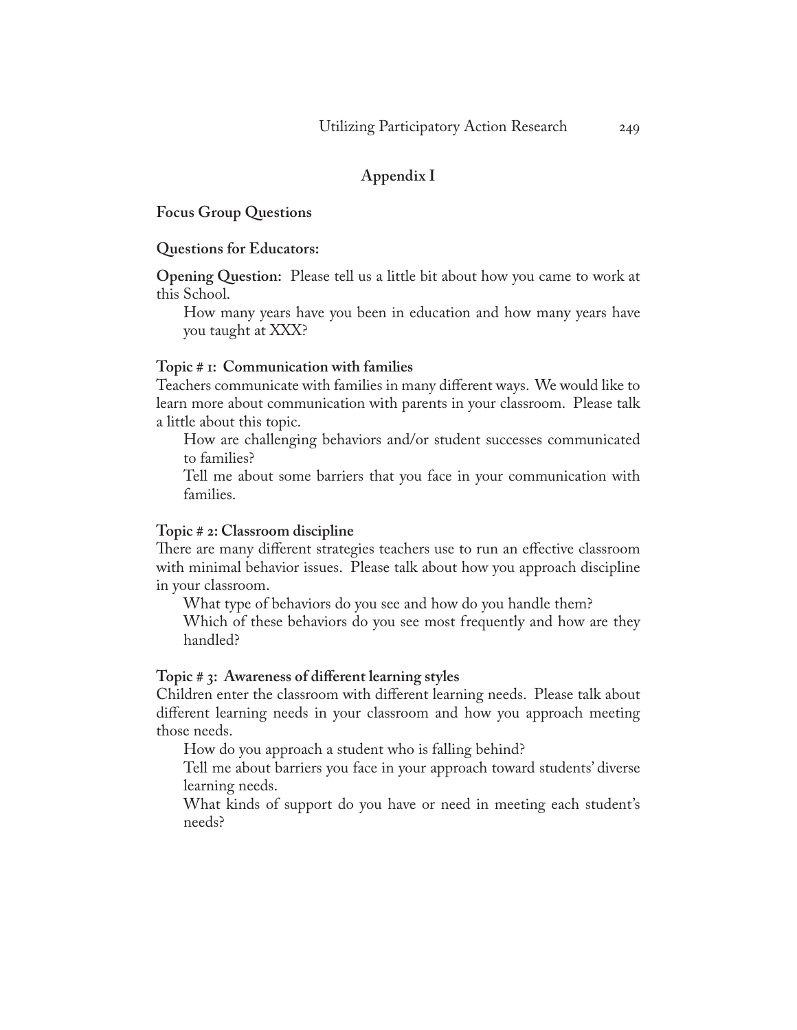## Appendix I

### Focus Group Questions

### Questions for Educators:

**Opening Question:** Please tell us a little bit about how you came to work at this School.

How many years have you been in education and how many years have you taught at XXX?

**Topic # 1: Communication with families**

Teachers communicate with families in many different ways. We would like to learn more about communication with parents in your classroom. Please talk a little about this topic.

How are challenging behaviors and/or student successes communicated to families?

Tell me about some barriers that you face in your communication with families.

**Topic # 2: Classroom discipline**

There are many different strategies teachers use to run an effective classroom with minimal behavior issues. Please talk about how you approach discipline in your classroom.

What type of behaviors do you see and how do you handle them?

Which of these behaviors do you see most frequently and how are they handled?

**Topic # 3: Awareness of different learning styles**

Children enter the classroom with different learning needs. Please talk about different learning needs in your classroom and how you approach meeting those needs.

How do you approach a student who is falling behind?

Tell me about barriers you face in your approach toward students' diverse learning needs.

What kinds of support do you have or need in meeting each student's needs?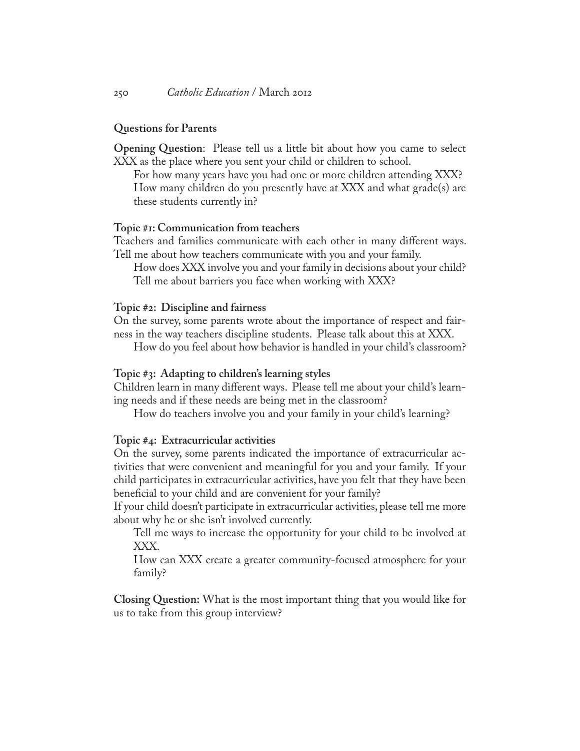## Questions for Parents

**Opening Question**: Please tell us a little bit about how you came to select XXX as the place where you sent your child or children to school.

For how many years have you had one or more children attending XXX?

How many children do you presently have at XXX and what grade(s) are these students currently in?

### Topic #1: Communication from teachers

Teachers and families communicate with each other in many different ways. Tell me about how teachers communicate with you and your family.

How does XXX involve you and your family in decisions about your child?

Tell me about barriers you face when working with XXX?

### Topic #2: Discipline and fairness

On the survey, some parents wrote about the importance of respect and fairness in the way teachers discipline students. Please talk about this at XXX.

How do you feel about how behavior is handled in your child's classroom?

### Topic #3: Adapting to children's learning styles

Children learn in many different ways. Please tell me about your child's learning needs and if these needs are being met in the classroom?

How do teachers involve you and your family in your child's learning?

### Topic #4: Extracurricular activities

On the survey, some parents indicated the importance of extracurricular activities that were convenient and meaningful for you and your family. If your child participates in extracurricular activities, have you felt that they have been beneficial to your child and are convenient for your family?

If your child doesn't participate in extracurricular activities, please tell me more about why he or she isn't involved currently.

Tell me ways to increase the opportunity for your child to be involved at XXX.

How can XXX create a greater community-focused atmosphere for your family?

**Closing Question:** What is the most important thing that you would like for us to take from this group interview?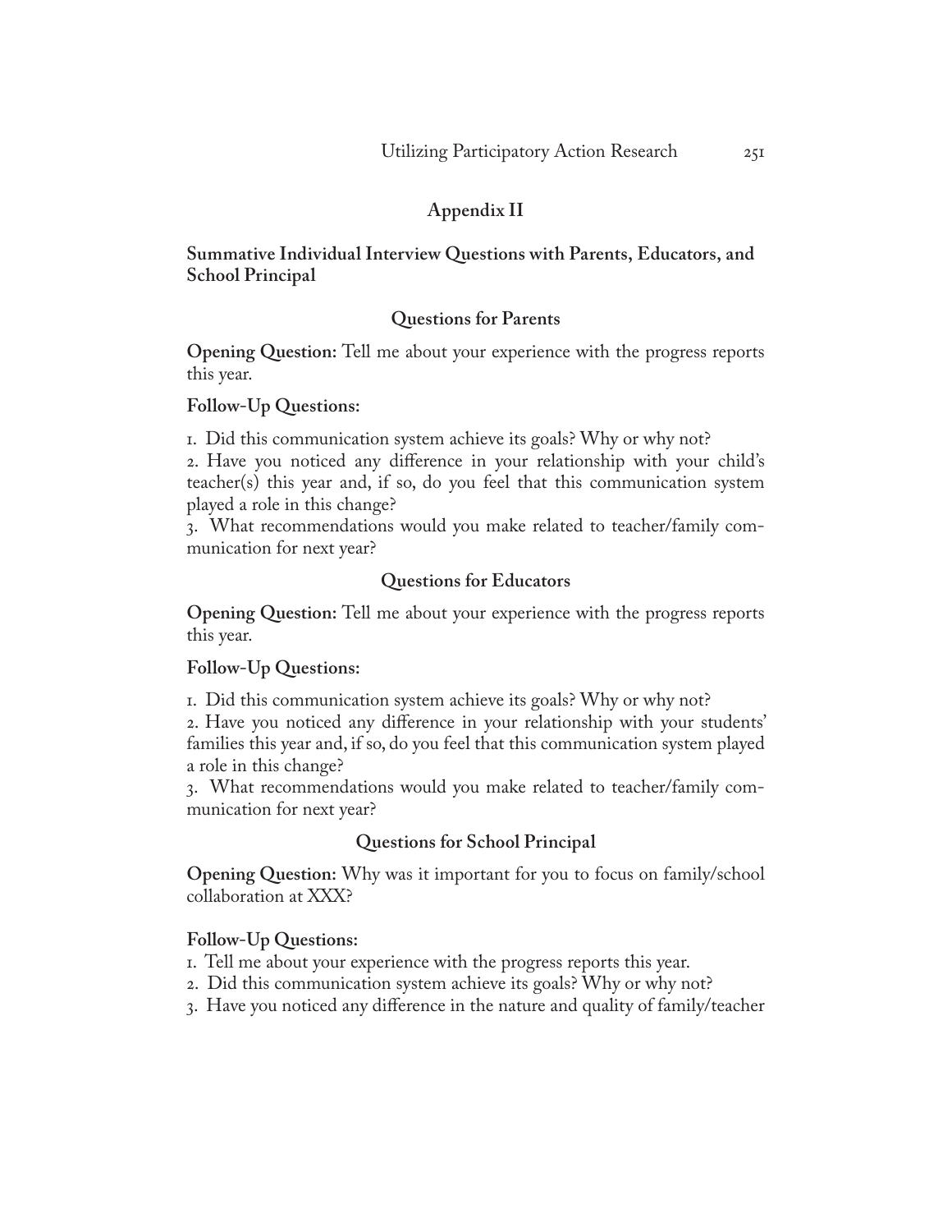## Appendix II

### Summative Individual Interview Questions with Parents, Educators, and School Principal

#### Questions for Parents

**Opening Question:** Tell me about your experience with the progress reports this year.

**Follow-Up Questions:**

1. Did this communication system achieve its goals? Why or why not?
2. Have you noticed any difference in your relationship with your child's teacher(s) this year and, if so, do you feel that this communication system played a role in this change?
3. What recommendations would you make related to teacher/family communication for next year?

#### Questions for Educators

**Opening Question:** Tell me about your experience with the progress reports this year.

**Follow-Up Questions:**

1. Did this communication system achieve its goals? Why or why not?
2. Have you noticed any difference in your relationship with your students' families this year and, if so, do you feel that this communication system played a role in this change?
3. What recommendations would you make related to teacher/family communication for next year?

#### Questions for School Principal

**Opening Question:** Why was it important for you to focus on family/school collaboration at XXX?

**Follow-Up Questions:**

1. Tell me about your experience with the progress reports this year.
2. Did this communication system achieve its goals? Why or why not?
3. Have you noticed any difference in the nature and quality of family/teacher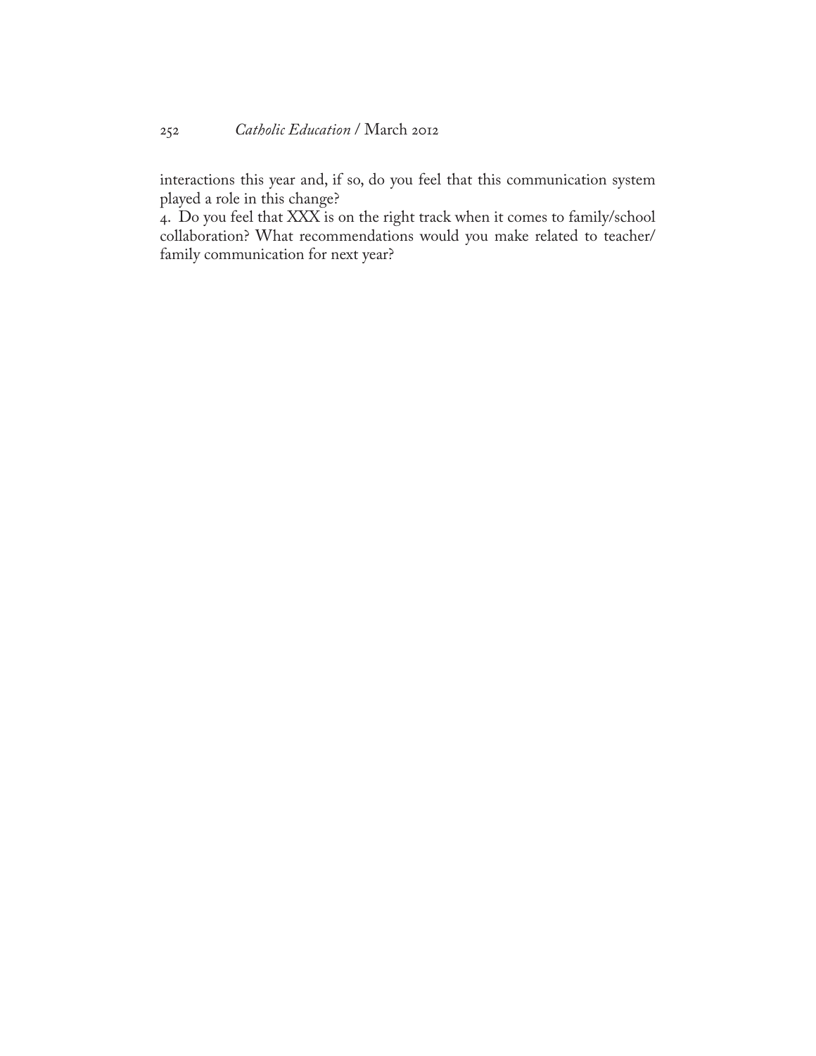interactions this year and, if so, do you feel that this communication system played a role in this change?

4. Do you feel that XXX is on the right track when it comes to family/school collaboration? What recommendations would you make related to teacher/family communication for next year?